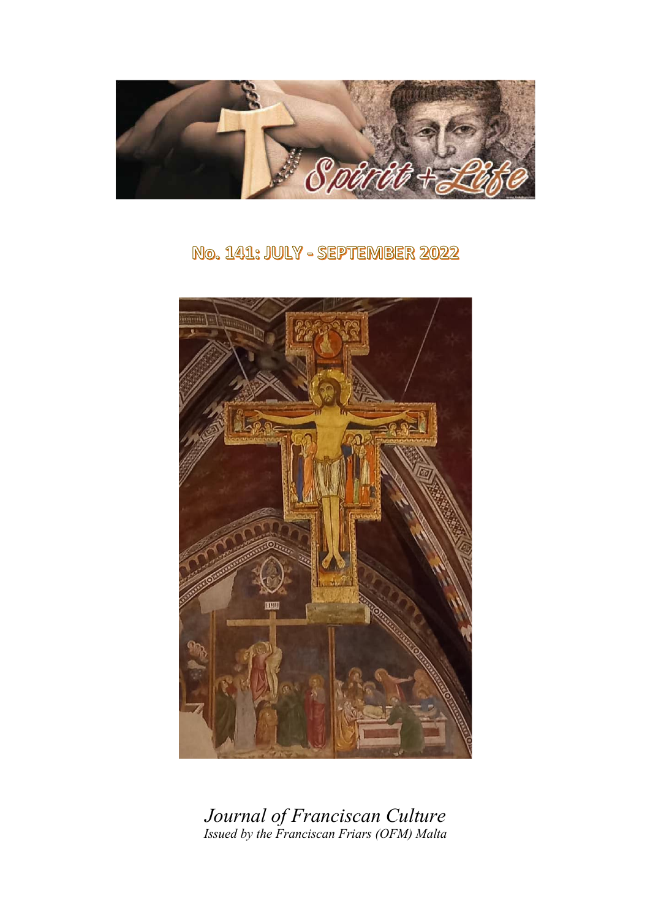# Spirit + Life

## No. 141: JULY - SEPTEMBER 2022

*Journal of Franciscan Culture*
*Issued by the Franciscan Friars (OFM) Malta*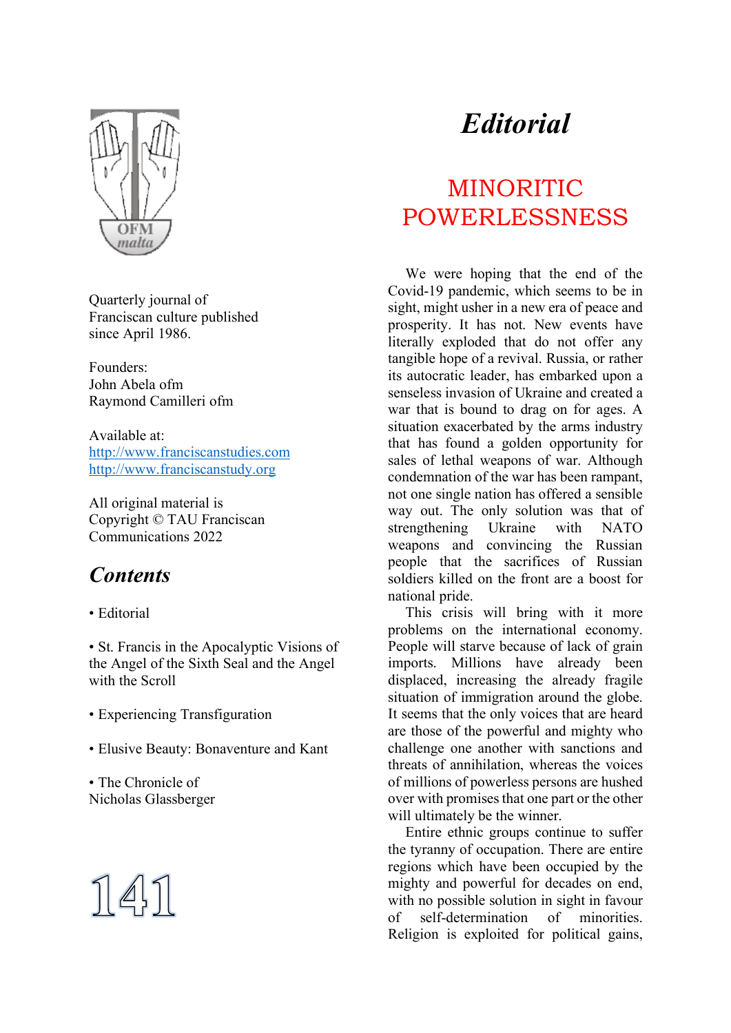Quarterly journal of Franciscan culture published since April 1986.

Founders:
John Abela ofm
Raymond Camilleri ofm

Available at:
http://www.franciscanstudies.com
http://www.franciscanstudy.org

All original material is Copyright © TAU Franciscan Communications 2022

## *Contents*

- Editorial
- St. Francis in the Apocalyptic Visions of the Angel of the Sixth Seal and the Angel with the Scroll
- Experiencing Transfiguration
- Elusive Beauty: Bonaventure and Kant
- The Chronicle of Nicholas Glassberger

141

# *Editorial*

## MINORITIC POWERLESSNESS

We were hoping that the end of the Covid-19 pandemic, which seems to be in sight, might usher in a new era of peace and prosperity. It has not. New events have literally exploded that do not offer any tangible hope of a revival. Russia, or rather its autocratic leader, has embarked upon a senseless invasion of Ukraine and created a war that is bound to drag on for ages. A situation exacerbated by the arms industry that has found a golden opportunity for sales of lethal weapons of war. Although condemnation of the war has been rampant, not one single nation has offered a sensible way out. The only solution was that of strengthening Ukraine with NATO weapons and convincing the Russian people that the sacrifices of Russian soldiers killed on the front are a boost for national pride.

This crisis will bring with it more problems on the international economy. People will starve because of lack of grain imports. Millions have already been displaced, increasing the already fragile situation of immigration around the globe. It seems that the only voices that are heard are those of the powerful and mighty who challenge one another with sanctions and threats of annihilation, whereas the voices of millions of powerless persons are hushed over with promises that one part or the other will ultimately be the winner.

Entire ethnic groups continue to suffer the tyranny of occupation. There are entire regions which have been occupied by the mighty and powerful for decades on end, with no possible solution in sight in favour of self-determination of minorities. Religion is exploited for political gains,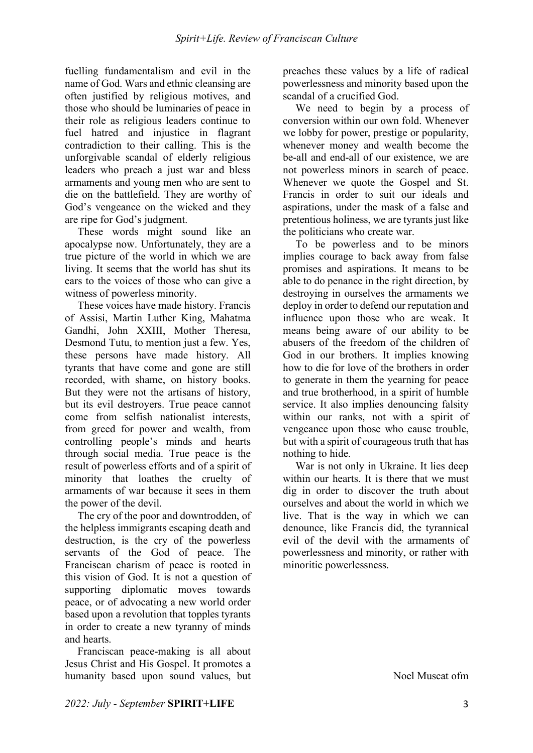fuelling fundamentalism and evil in the name of God. Wars and ethnic cleansing are often justified by religious motives, and those who should be luminaries of peace in their role as religious leaders continue to fuel hatred and injustice in flagrant contradiction to their calling. This is the unforgivable scandal of elderly religious leaders who preach a just war and bless armaments and young men who are sent to die on the battlefield. They are worthy of God's vengeance on the wicked and they are ripe for God's judgment.

These words might sound like an apocalypse now. Unfortunately, they are a true picture of the world in which we are living. It seems that the world has shut its ears to the voices of those who can give a witness of powerless minority.

These voices have made history. Francis of Assisi, Martin Luther King, Mahatma Gandhi, John XXIII, Mother Theresa, Desmond Tutu, to mention just a few. Yes, these persons have made history. All tyrants that have come and gone are still recorded, with shame, on history books. But they were not the artisans of history, but its evil destroyers. True peace cannot come from selfish nationalist interests, from greed for power and wealth, from controlling people's minds and hearts through social media. True peace is the result of powerless efforts and of a spirit of minority that loathes the cruelty of armaments of war because it sees in them the power of the devil.

The cry of the poor and downtrodden, of the helpless immigrants escaping death and destruction, is the cry of the powerless servants of the God of peace. The Franciscan charism of peace is rooted in this vision of God. It is not a question of supporting diplomatic moves towards peace, or of advocating a new world order based upon a revolution that topples tyrants in order to create a new tyranny of minds and hearts.

Franciscan peace-making is all about Jesus Christ and His Gospel. It promotes a humanity based upon sound values, but preaches these values by a life of radical powerlessness and minority based upon the scandal of a crucified God.

We need to begin by a process of conversion within our own fold. Whenever we lobby for power, prestige or popularity, whenever money and wealth become the be-all and end-all of our existence, we are not powerless minors in search of peace. Whenever we quote the Gospel and St. Francis in order to suit our ideals and aspirations, under the mask of a false and pretentious holiness, we are tyrants just like the politicians who create war.

To be powerless and to be minors implies courage to back away from false promises and aspirations. It means to be able to do penance in the right direction, by destroying in ourselves the armaments we deploy in order to defend our reputation and influence upon those who are weak. It means being aware of our ability to be abusers of the freedom of the children of God in our brothers. It implies knowing how to die for love of the brothers in order to generate in them the yearning for peace and true brotherhood, in a spirit of humble service. It also implies denouncing falsity within our ranks, not with a spirit of vengeance upon those who cause trouble, but with a spirit of courageous truth that has nothing to hide.

War is not only in Ukraine. It lies deep within our hearts. It is there that we must dig in order to discover the truth about ourselves and about the world in which we live. That is the way in which we can denounce, like Francis did, the tyrannical evil of the devil with the armaments of powerlessness and minority, or rather with minoritic powerlessness.

Noel Muscat ofm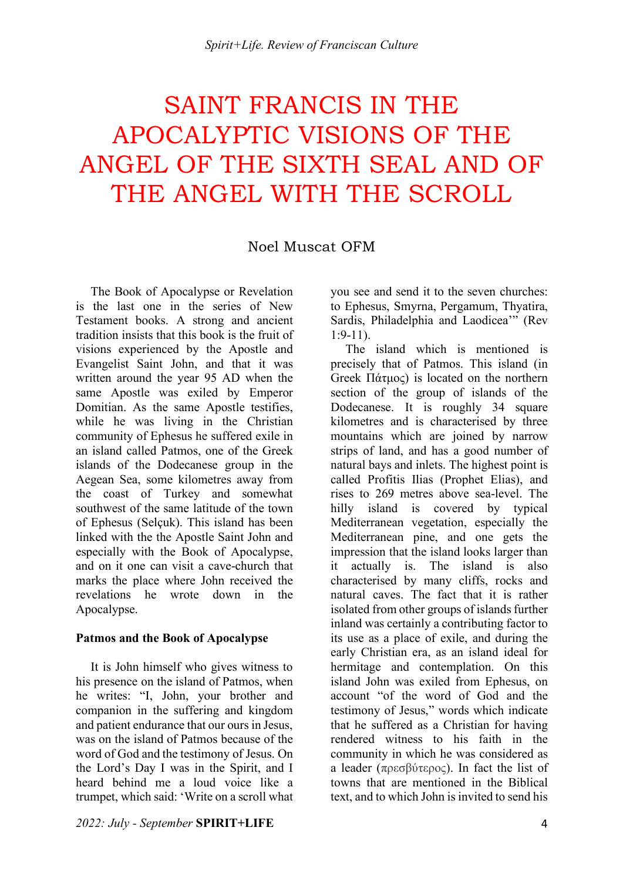# SAINT FRANCIS IN THE APOCALYPTIC VISIONS OF THE ANGEL OF THE SIXTH SEAL AND OF THE ANGEL WITH THE SCROLL

Noel Muscat OFM

The Book of Apocalypse or Revelation is the last one in the series of New Testament books. A strong and ancient tradition insists that this book is the fruit of visions experienced by the Apostle and Evangelist Saint John, and that it was written around the year 95 AD when the same Apostle was exiled by Emperor Domitian. As the same Apostle testifies, while he was living in the Christian community of Ephesus he suffered exile in an island called Patmos, one of the Greek islands of the Dodecanese group in the Aegean Sea, some kilometres away from the coast of Turkey and somewhat southwest of the same latitude of the town of Ephesus (Selçuk). This island has been linked with the the Apostle Saint John and especially with the Book of Apocalypse, and on it one can visit a cave-church that marks the place where John received the revelations he wrote down in the Apocalypse.

**Patmos and the Book of Apocalypse**

It is John himself who gives witness to his presence on the island of Patmos, when he writes: "I, John, your brother and companion in the suffering and kingdom and patient endurance that our ours in Jesus, was on the island of Patmos because of the word of God and the testimony of Jesus. On the Lord's Day I was in the Spirit, and I heard behind me a loud voice like a trumpet, which said: 'Write on a scroll what you see and send it to the seven churches: to Ephesus, Smyrna, Pergamum, Thyatira, Sardis, Philadelphia and Laodicea'" (Rev 1:9-11).

The island which is mentioned is precisely that of Patmos. This island (in Greek Πάτμος) is located on the northern section of the group of islands of the Dodecanese. It is roughly 34 square kilometres and is characterised by three mountains which are joined by narrow strips of land, and has a good number of natural bays and inlets. The highest point is called Profitis Ilias (Prophet Elias), and rises to 269 metres above sea-level. The hilly island is covered by typical Mediterranean vegetation, especially the Mediterranean pine, and one gets the impression that the island looks larger than it actually is. The island is also characterised by many cliffs, rocks and natural caves. The fact that it is rather isolated from other groups of islands further inland was certainly a contributing factor to its use as a place of exile, and during the early Christian era, as an island ideal for hermitage and contemplation. On this island John was exiled from Ephesus, on account "of the word of God and the testimony of Jesus," words which indicate that he suffered as a Christian for having rendered witness to his faith in the community in which he was considered as a leader (πρεσβύτερος). In fact the list of towns that are mentioned in the Biblical text, and to which John is invited to send his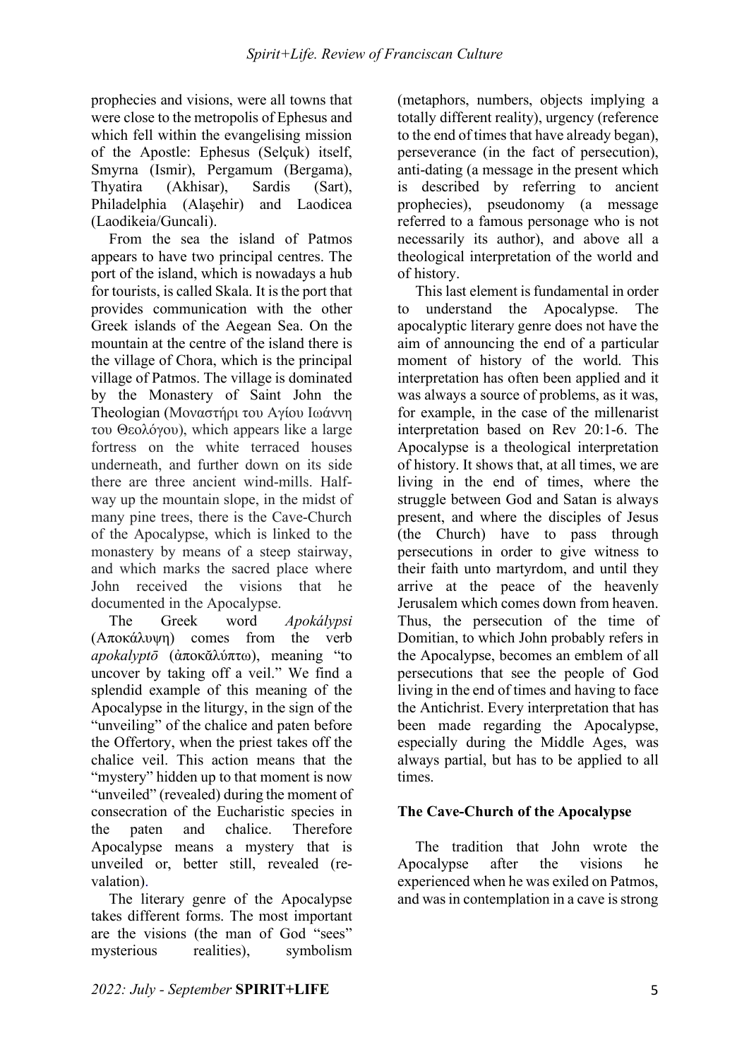prophecies and visions, were all towns that were close to the metropolis of Ephesus and which fell within the evangelising mission of the Apostle: Ephesus (Selçuk) itself, Smyrna (Ismir), Pergamum (Bergama), Thyatira (Akhisar), Sardis (Sart), Philadelphia (Alaşehir) and Laodicea (Laodikeia/Guncali).

From the sea the island of Patmos appears to have two principal centres. The port of the island, which is nowadays a hub for tourists, is called Skala. It is the port that provides communication with the other Greek islands of the Aegean Sea. On the mountain at the centre of the island there is the village of Chora, which is the principal village of Patmos. The village is dominated by the Monastery of Saint John the Theologian (Μοναστήρι του Αγίου Ιωάννη του Θεολόγου), which appears like a large fortress on the white terraced houses underneath, and further down on its side there are three ancient wind-mills. Half-way up the mountain slope, in the midst of many pine trees, there is the Cave-Church of the Apocalypse, which is linked to the monastery by means of a steep stairway, and which marks the sacred place where John received the visions that he documented in the Apocalypse.

The Greek word *Apokálypsi* (Αποκάλυψη) comes from the verb *apokalyptō* (ἀποκᾰλύπτω), meaning "to uncover by taking off a veil." We find a splendid example of this meaning of the Apocalypse in the liturgy, in the sign of the "unveiling" of the chalice and paten before the Offertory, when the priest takes off the chalice veil. This action means that the "mystery" hidden up to that moment is now "unveiled" (revealed) during the moment of consecration of the Eucharistic species in the paten and chalice. Therefore Apocalypse means a mystery that is unveiled or, better still, revealed (re-valation).

The literary genre of the Apocalypse takes different forms. The most important are the visions (the man of God "sees" mysterious realities), symbolism (metaphors, numbers, objects implying a totally different reality), urgency (reference to the end of times that have already began), perseverance (in the fact of persecution), anti-dating (a message in the present which is described by referring to ancient prophecies), pseudonomy (a message referred to a famous personage who is not necessarily its author), and above all a theological interpretation of the world and of history.

This last element is fundamental in order to understand the Apocalypse. The apocalyptic literary genre does not have the aim of announcing the end of a particular moment of history of the world. This interpretation has often been applied and it was always a source of problems, as it was, for example, in the case of the millenarist interpretation based on Rev 20:1-6. The Apocalypse is a theological interpretation of history. It shows that, at all times, we are living in the end of times, where the struggle between God and Satan is always present, and where the disciples of Jesus (the Church) have to pass through persecutions in order to give witness to their faith unto martyrdom, and until they arrive at the peace of the heavenly Jerusalem which comes down from heaven. Thus, the persecution of the time of Domitian, to which John probably refers in the Apocalypse, becomes an emblem of all persecutions that see the people of God living in the end of times and having to face the Antichrist. Every interpretation that has been made regarding the Apocalypse, especially during the Middle Ages, was always partial, but has to be applied to all times.

## The Cave-Church of the Apocalypse

The tradition that John wrote the Apocalypse after the visions he experienced when he was exiled on Patmos, and was in contemplation in a cave is strong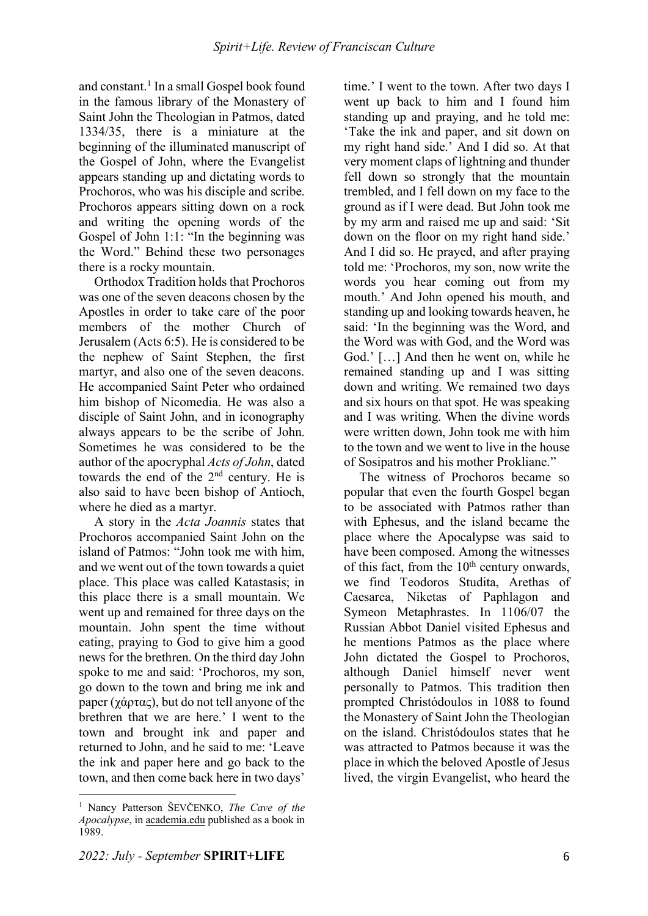and constant.[1] In a small Gospel book found in the famous library of the Monastery of Saint John the Theologian in Patmos, dated 1334/35, there is a miniature at the beginning of the illuminated manuscript of the Gospel of John, where the Evangelist appears standing up and dictating words to Prochoros, who was his disciple and scribe. Prochoros appears sitting down on a rock and writing the opening words of the Gospel of John 1:1: "In the beginning was the Word." Behind these two personages there is a rocky mountain.

Orthodox Tradition holds that Prochoros was one of the seven deacons chosen by the Apostles in order to take care of the poor members of the mother Church of Jerusalem (Acts 6:5). He is considered to be the nephew of Saint Stephen, the first martyr, and also one of the seven deacons. He accompanied Saint Peter who ordained him bishop of Nicomedia. He was also a disciple of Saint John, and in iconography always appears to be the scribe of John. Sometimes he was considered to be the author of the apocryphal *Acts of John*, dated towards the end of the 2nd century. He is also said to have been bishop of Antioch, where he died as a martyr.

A story in the *Acta Joannis* states that Prochoros accompanied Saint John on the island of Patmos: "John took me with him, and we went out of the town towards a quiet place. This place was called Katastasis; in this place there is a small mountain. We went up and remained for three days on the mountain. John spent the time without eating, praying to God to give him a good news for the brethren. On the third day John spoke to me and said: 'Prochoros, my son, go down to the town and bring me ink and paper (χάρτας), but do not tell anyone of the brethren that we are here.' I went to the town and brought ink and paper and returned to John, and he said to me: 'Leave the ink and paper here and go back to the town, and then come back here in two days' time.' I went to the town. After two days I went up back to him and I found him standing up and praying, and he told me: 'Take the ink and paper, and sit down on my right hand side.' And I did so. At that very moment claps of lightning and thunder fell down so strongly that the mountain trembled, and I fell down on my face to the ground as if I were dead. But John took me by my arm and raised me up and said: 'Sit down on the floor on my right hand side.' And I did so. He prayed, and after praying told me: 'Prochoros, my son, now write the words you hear coming out from my mouth.' And John opened his mouth, and standing up and looking towards heaven, he said: 'In the beginning was the Word, and the Word was with God, and the Word was God.' […] And then he went on, while he remained standing up and I was sitting down and writing. We remained two days and six hours on that spot. He was speaking and I was writing. When the divine words were written down, John took me with him to the town and we went to live in the house of Sosipatros and his mother Prokliane."

The witness of Prochoros became so popular that even the fourth Gospel began to be associated with Patmos rather than with Ephesus, and the island became the place where the Apocalypse was said to have been composed. Among the witnesses of this fact, from the 10th century onwards, we find Teodoros Studita, Arethas of Caesarea, Niketas of Paphlagon and Symeon Metaphrastes. In 1106/07 the Russian Abbot Daniel visited Ephesus and he mentions Patmos as the place where John dictated the Gospel to Prochoros, although Daniel himself never went personally to Patmos. This tradition then prompted Christódoulos in 1088 to found the Monastery of Saint John the Theologian on the island. Christódoulos states that he was attracted to Patmos because it was the place in which the beloved Apostle of Jesus lived, the virgin Evangelist, who heard the

[1] Nancy Patterson ŠEVČENKO, *The Cave of the Apocalypse*, in academia.edu published as a book in 1989.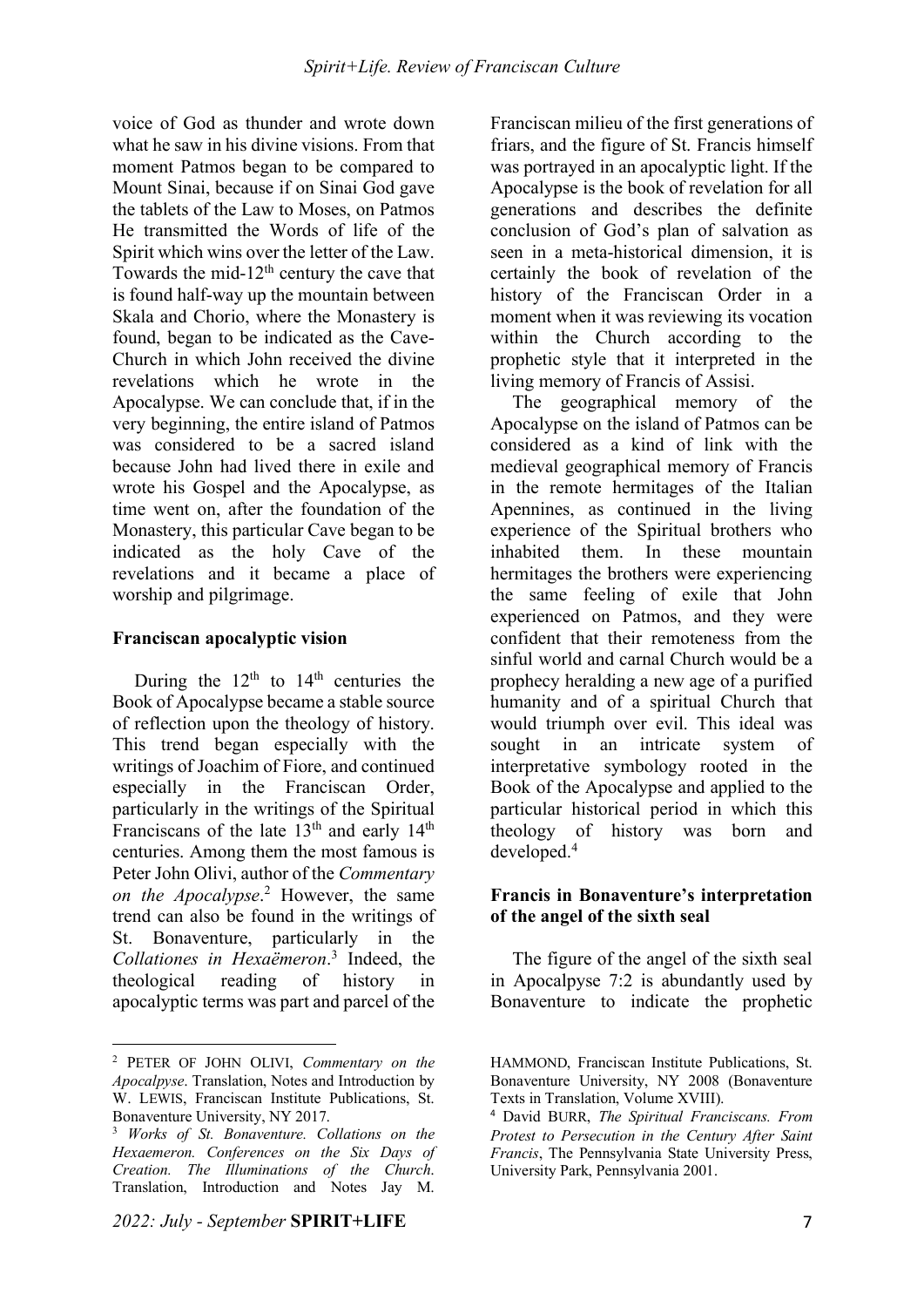voice of God as thunder and wrote down what he saw in his divine visions. From that moment Patmos began to be compared to Mount Sinai, because if on Sinai God gave the tablets of the Law to Moses, on Patmos He transmitted the Words of life of the Spirit which wins over the letter of the Law. Towards the mid-12th century the cave that is found half-way up the mountain between Skala and Chorio, where the Monastery is found, began to be indicated as the Cave-Church in which John received the divine revelations which he wrote in the Apocalypse. We can conclude that, if in the very beginning, the entire island of Patmos was considered to be a sacred island because John had lived there in exile and wrote his Gospel and the Apocalypse, as time went on, after the foundation of the Monastery, this particular Cave began to be indicated as the holy Cave of the revelations and it became a place of worship and pilgrimage.

**Franciscan apocalyptic vision**

During the 12th to 14th centuries the Book of Apocalypse became a stable source of reflection upon the theology of history. This trend began especially with the writings of Joachim of Fiore, and continued especially in the Franciscan Order, particularly in the writings of the Spiritual Franciscans of the late 13th and early 14th centuries. Among them the most famous is Peter John Olivi, author of the *Commentary on the Apocalypse*.[2] However, the same trend can also be found in the writings of St. Bonaventure, particularly in the *Collationes in Hexaëmeron*.[3] Indeed, the theological reading of history in apocalyptic terms was part and parcel of the Franciscan milieu of the first generations of friars, and the figure of St. Francis himself was portrayed in an apocalyptic light. If the Apocalypse is the book of revelation for all generations and describes the definite conclusion of God's plan of salvation as seen in a meta-historical dimension, it is certainly the book of revelation of the history of the Franciscan Order in a moment when it was reviewing its vocation within the Church according to the prophetic style that it interpreted in the living memory of Francis of Assisi.

The geographical memory of the Apocalypse on the island of Patmos can be considered as a kind of link with the medieval geographical memory of Francis in the remote hermitages of the Italian Apennines, as continued in the living experience of the Spiritual brothers who inhabited them. In these mountain hermitages the brothers were experiencing the same feeling of exile that John experienced on Patmos, and they were confident that their remoteness from the sinful world and carnal Church would be a prophecy heralding a new age of a purified humanity and of a spiritual Church that would triumph over evil. This ideal was sought in an intricate system of interpretative symbology rooted in the Book of the Apocalypse and applied to the particular historical period in which this theology of history was born and developed.[4]

**Francis in Bonaventure's interpretation of the angel of the sixth seal**

The figure of the angel of the sixth seal in Apocalpyse 7:2 is abundantly used by Bonaventure to indicate the prophetic

---

[2] PETER OF JOHN OLIVI, *Commentary on the Apocalpyse*. Translation, Notes and Introduction by W. LEWIS, Franciscan Institute Publications, St. Bonaventure University, NY 2017.

[3] *Works of St. Bonaventure. Collations on the Hexaemeron. Conferences on the Six Days of Creation. The Illuminations of the Church.* Translation, Introduction and Notes Jay M. HAMMOND, Franciscan Institute Publications, St. Bonaventure University, NY 2008 (Bonaventure Texts in Translation, Volume XVIII).

[4] David BURR, *The Spiritual Franciscans. From Protest to Persecution in the Century After Saint Francis*, The Pennsylvania State University Press, University Park, Pennsylvania 2001.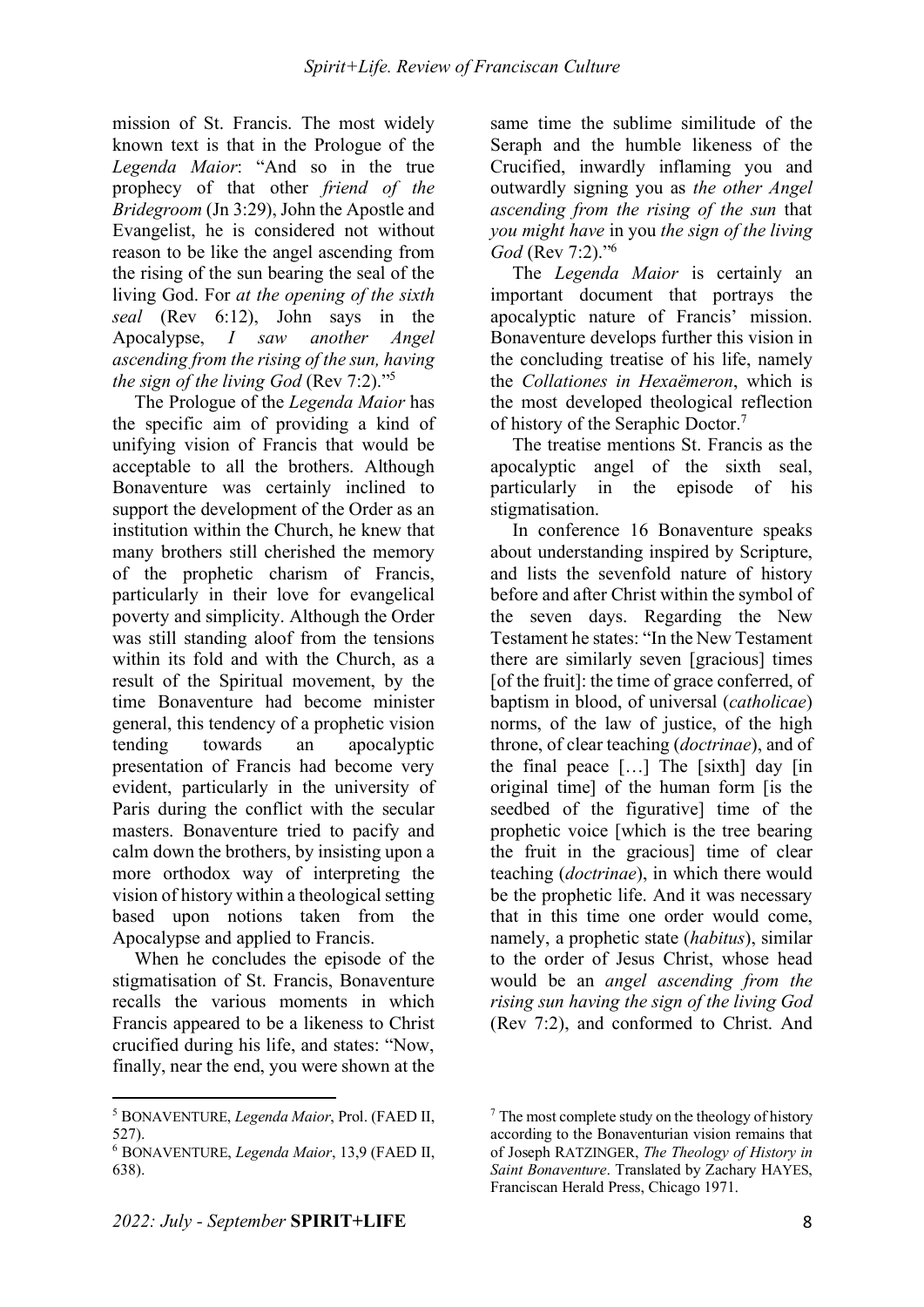mission of St. Francis. The most widely known text is that in the Prologue of the *Legenda Maior*: "And so in the true prophecy of that other *friend of the Bridegroom* (Jn 3:29), John the Apostle and Evangelist, he is considered not without reason to be like the angel ascending from the rising of the sun bearing the seal of the living God. For *at the opening of the sixth seal* (Rev 6:12), John says in the Apocalypse, *I saw another Angel ascending from the rising of the sun, having the sign of the living God* (Rev 7:2)."[5]

The Prologue of the *Legenda Maior* has the specific aim of providing a kind of unifying vision of Francis that would be acceptable to all the brothers. Although Bonaventure was certainly inclined to support the development of the Order as an institution within the Church, he knew that many brothers still cherished the memory of the prophetic charism of Francis, particularly in their love for evangelical poverty and simplicity. Although the Order was still standing aloof from the tensions within its fold and with the Church, as a result of the Spiritual movement, by the time Bonaventure had become minister general, this tendency of a prophetic vision tending towards an apocalyptic presentation of Francis had become very evident, particularly in the university of Paris during the conflict with the secular masters. Bonaventure tried to pacify and calm down the brothers, by insisting upon a more orthodox way of interpreting the vision of history within a theological setting based upon notions taken from the Apocalypse and applied to Francis.

When he concludes the episode of the stigmatisation of St. Francis, Bonaventure recalls the various moments in which Francis appeared to be a likeness to Christ crucified during his life, and states: "Now, finally, near the end, you were shown at the same time the sublime similitude of the Seraph and the humble likeness of the Crucified, inwardly inflaming you and outwardly signing you as *the other Angel ascending from the rising of the sun* that *you might have* in you *the sign of the living God* (Rev 7:2)."[6]

The *Legenda Maior* is certainly an important document that portrays the apocalyptic nature of Francis' mission. Bonaventure develops further this vision in the concluding treatise of his life, namely the *Collationes in Hexaëmeron*, which is the most developed theological reflection of history of the Seraphic Doctor.[7]

The treatise mentions St. Francis as the apocalyptic angel of the sixth seal, particularly in the episode of his stigmatisation.

In conference 16 Bonaventure speaks about understanding inspired by Scripture, and lists the sevenfold nature of history before and after Christ within the symbol of the seven days. Regarding the New Testament he states: "In the New Testament there are similarly seven [gracious] times [of the fruit]: the time of grace conferred, of baptism in blood, of universal (*catholicae*) norms, of the law of justice, of the high throne, of clear teaching (*doctrinae*), and of the final peace […] The [sixth] day [in original time] of the human form [is the seedbed of the figurative] time of the prophetic voice [which is the tree bearing the fruit in the gracious] time of clear teaching (*doctrinae*), in which there would be the prophetic life. And it was necessary that in this time one order would come, namely, a prophetic state (*habitus*), similar to the order of Jesus Christ, whose head would be an *angel ascending from the rising sun having the sign of the living God* (Rev 7:2), and conformed to Christ. And

---

[5] BONAVENTURE, *Legenda Maior*, Prol. (FAED II, 527).

[6] BONAVENTURE, *Legenda Maior*, 13,9 (FAED II, 638).

[7] The most complete study on the theology of history according to the Bonaventurian vision remains that of Joseph RATZINGER, *The Theology of History in Saint Bonaventure*. Translated by Zachary HAYES, Franciscan Herald Press, Chicago 1971.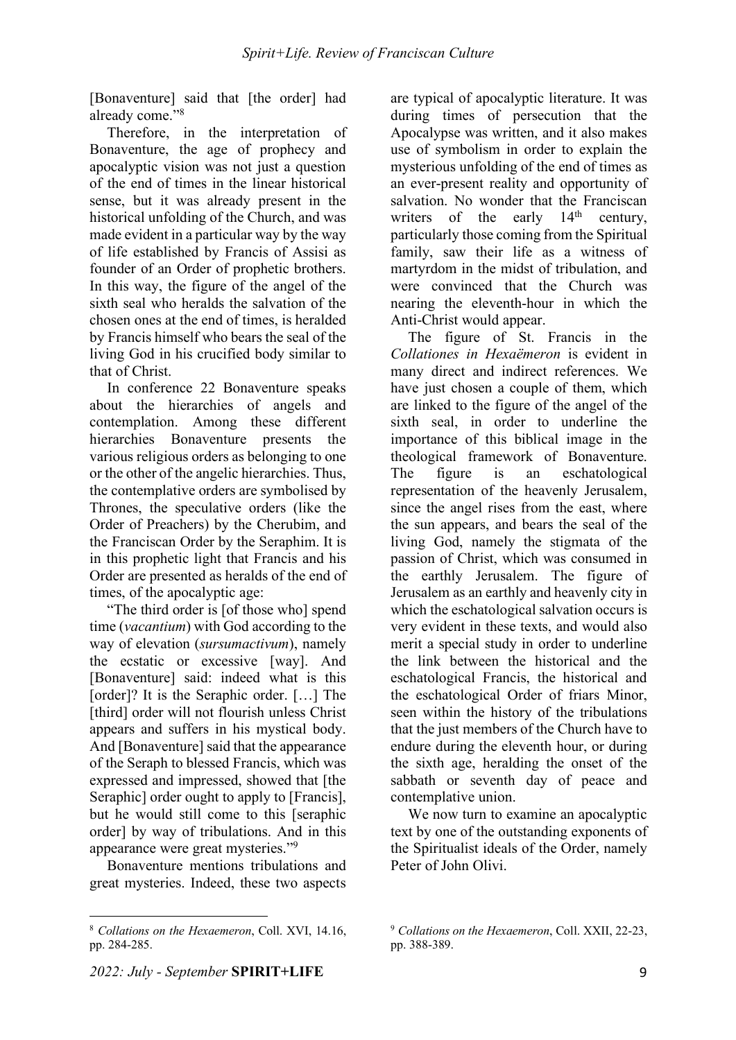[Bonaventure] said that [the order] had already come."[8]

Therefore, in the interpretation of Bonaventure, the age of prophecy and apocalyptic vision was not just a question of the end of times in the linear historical sense, but it was already present in the historical unfolding of the Church, and was made evident in a particular way by the way of life established by Francis of Assisi as founder of an Order of prophetic brothers. In this way, the figure of the angel of the sixth seal who heralds the salvation of the chosen ones at the end of times, is heralded by Francis himself who bears the seal of the living God in his crucified body similar to that of Christ.

In conference 22 Bonaventure speaks about the hierarchies of angels and contemplation. Among these different hierarchies Bonaventure presents the various religious orders as belonging to one or the other of the angelic hierarchies. Thus, the contemplative orders are symbolised by Thrones, the speculative orders (like the Order of Preachers) by the Cherubim, and the Franciscan Order by the Seraphim. It is in this prophetic light that Francis and his Order are presented as heralds of the end of times, of the apocalyptic age:

"The third order is [of those who] spend time (*vacantium*) with God according to the way of elevation (*sursumactivum*), namely the ecstatic or excessive [way]. And [Bonaventure] said: indeed what is this [order]? It is the Seraphic order. […] The [third] order will not flourish unless Christ appears and suffers in his mystical body. And [Bonaventure] said that the appearance of the Seraph to blessed Francis, which was expressed and impressed, showed that [the Seraphic] order ought to apply to [Francis], but he would still come to this [seraphic order] by way of tribulations. And in this appearance were great mysteries."[9]

Bonaventure mentions tribulations and great mysteries. Indeed, these two aspects are typical of apocalyptic literature. It was during times of persecution that the Apocalypse was written, and it also makes use of symbolism in order to explain the mysterious unfolding of the end of times as an ever-present reality and opportunity of salvation. No wonder that the Franciscan writers of the early 14th century, particularly those coming from the Spiritual family, saw their life as a witness of martyrdom in the midst of tribulation, and were convinced that the Church was nearing the eleventh-hour in which the Anti-Christ would appear.

The figure of St. Francis in the *Collationes in Hexaëmeron* is evident in many direct and indirect references. We have just chosen a couple of them, which are linked to the figure of the angel of the sixth seal, in order to underline the importance of this biblical image in the theological framework of Bonaventure. The figure is an eschatological representation of the heavenly Jerusalem, since the angel rises from the east, where the sun appears, and bears the seal of the living God, namely the stigmata of the passion of Christ, which was consumed in the earthly Jerusalem. The figure of Jerusalem as an earthly and heavenly city in which the eschatological salvation occurs is very evident in these texts, and would also merit a special study in order to underline the link between the historical and the eschatological Francis, the historical and the eschatological Order of friars Minor, seen within the history of the tribulations that the just members of the Church have to endure during the eleventh hour, or during the sixth age, heralding the onset of the sabbath or seventh day of peace and contemplative union.

We now turn to examine an apocalyptic text by one of the outstanding exponents of the Spiritualist ideals of the Order, namely Peter of John Olivi.

---

[8] *Collations on the Hexaemeron*, Coll. XVI, 14.16, pp. 284-285.

[9] *Collations on the Hexaemeron*, Coll. XXII, 22-23, pp. 388-389.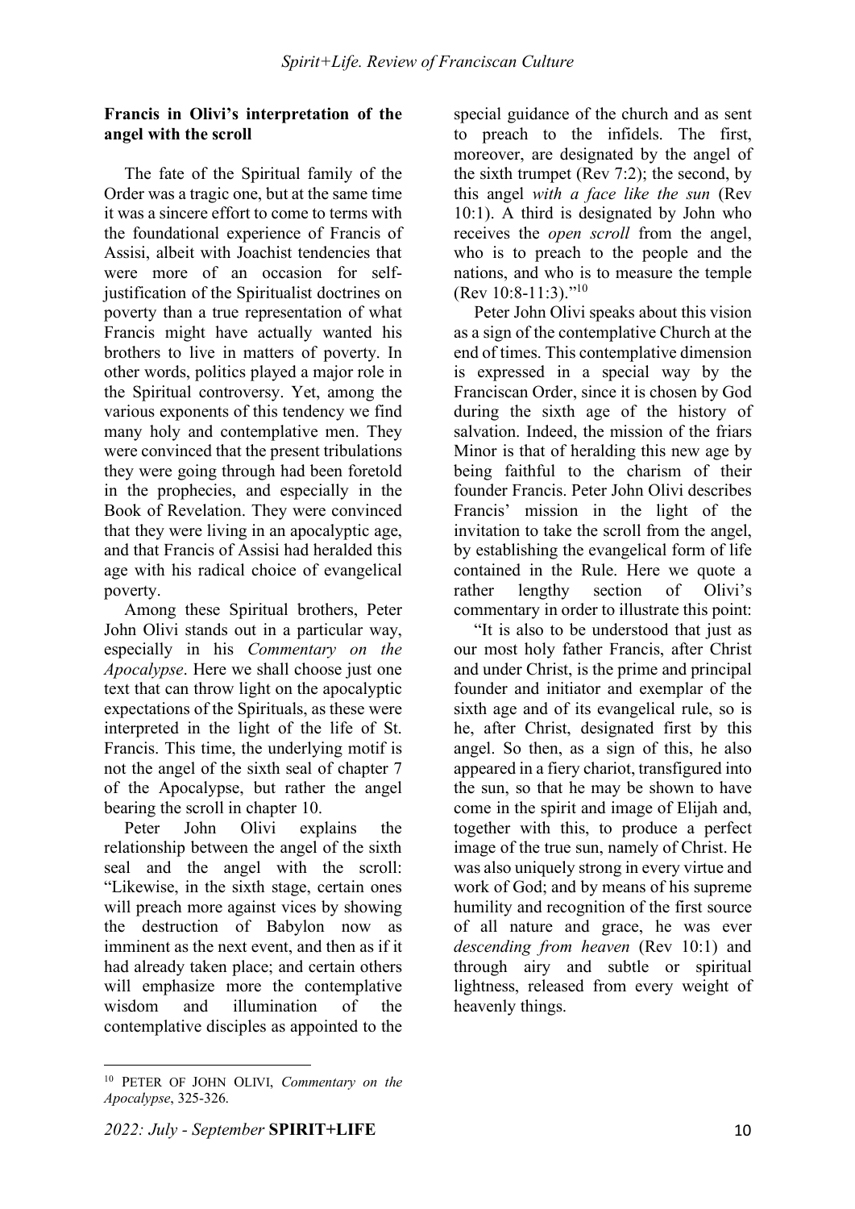**Francis in Olivi's interpretation of the angel with the scroll**

The fate of the Spiritual family of the Order was a tragic one, but at the same time it was a sincere effort to come to terms with the foundational experience of Francis of Assisi, albeit with Joachist tendencies that were more of an occasion for self-justification of the Spiritualist doctrines on poverty than a true representation of what Francis might have actually wanted his brothers to live in matters of poverty. In other words, politics played a major role in the Spiritual controversy. Yet, among the various exponents of this tendency we find many holy and contemplative men. They were convinced that the present tribulations they were going through had been foretold in the prophecies, and especially in the Book of Revelation. They were convinced that they were living in an apocalyptic age, and that Francis of Assisi had heralded this age with his radical choice of evangelical poverty.

Among these Spiritual brothers, Peter John Olivi stands out in a particular way, especially in his *Commentary on the Apocalypse*. Here we shall choose just one text that can throw light on the apocalyptic expectations of the Spirituals, as these were interpreted in the light of the life of St. Francis. This time, the underlying motif is not the angel of the sixth seal of chapter 7 of the Apocalypse, but rather the angel bearing the scroll in chapter 10.

Peter John Olivi explains the relationship between the angel of the sixth seal and the angel with the scroll: "Likewise, in the sixth stage, certain ones will preach more against vices by showing the destruction of Babylon now as imminent as the next event, and then as if it had already taken place; and certain others will emphasize more the contemplative wisdom and illumination of the contemplative disciples as appointed to the special guidance of the church and as sent to preach to the infidels. The first, moreover, are designated by the angel of the sixth trumpet (Rev 7:2); the second, by this angel *with a face like the sun* (Rev 10:1). A third is designated by John who receives the *open scroll* from the angel, who is to preach to the people and the nations, and who is to measure the temple (Rev 10:8-11:3)."[10]

Peter John Olivi speaks about this vision as a sign of the contemplative Church at the end of times. This contemplative dimension is expressed in a special way by the Franciscan Order, since it is chosen by God during the sixth age of the history of salvation. Indeed, the mission of the friars Minor is that of heralding this new age by being faithful to the charism of their founder Francis. Peter John Olivi describes Francis' mission in the light of the invitation to take the scroll from the angel, by establishing the evangelical form of life contained in the Rule. Here we quote a rather lengthy section of Olivi's commentary in order to illustrate this point:

"It is also to be understood that just as our most holy father Francis, after Christ and under Christ, is the prime and principal founder and initiator and exemplar of the sixth age and of its evangelical rule, so is he, after Christ, designated first by this angel. So then, as a sign of this, he also appeared in a fiery chariot, transfigured into the sun, so that he may be shown to have come in the spirit and image of Elijah and, together with this, to produce a perfect image of the true sun, namely of Christ. He was also uniquely strong in every virtue and work of God; and by means of his supreme humility and recognition of the first source of all nature and grace, he was ever *descending from heaven* (Rev 10:1) and through airy and subtle or spiritual lightness, released from every weight of heavenly things.

---

[10] PETER OF JOHN OLIVI, *Commentary on the Apocalypse*, 325-326.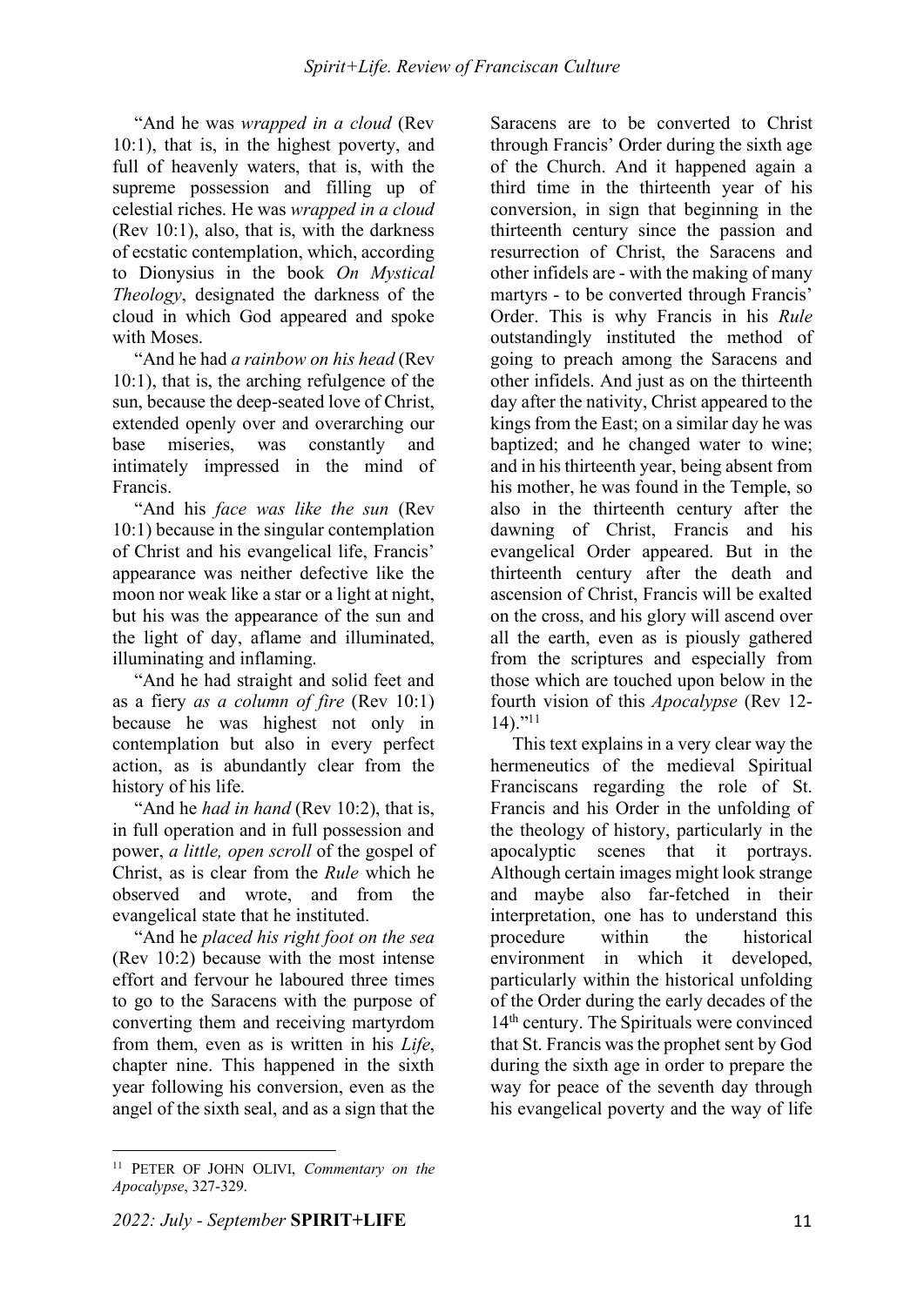"And he was *wrapped in a cloud* (Rev 10:1), that is, in the highest poverty, and full of heavenly waters, that is, with the supreme possession and filling up of celestial riches. He was *wrapped in a cloud* (Rev 10:1), also, that is, with the darkness of ecstatic contemplation, which, according to Dionysius in the book *On Mystical Theology*, designated the darkness of the cloud in which God appeared and spoke with Moses.

"And he had *a rainbow on his head* (Rev 10:1), that is, the arching refulgence of the sun, because the deep-seated love of Christ, extended openly over and overarching our base miseries, was constantly and intimately impressed in the mind of Francis.

"And his *face was like the sun* (Rev 10:1) because in the singular contemplation of Christ and his evangelical life, Francis' appearance was neither defective like the moon nor weak like a star or a light at night, but his was the appearance of the sun and the light of day, aflame and illuminated, illuminating and inflaming.

"And he had straight and solid feet and as a fiery *as a column of fire* (Rev 10:1) because he was highest not only in contemplation but also in every perfect action, as is abundantly clear from the history of his life.

"And he *had in hand* (Rev 10:2), that is, in full operation and in full possession and power, *a little, open scroll* of the gospel of Christ, as is clear from the *Rule* which he observed and wrote, and from the evangelical state that he instituted.

"And he *placed his right foot on the sea* (Rev 10:2) because with the most intense effort and fervour he laboured three times to go to the Saracens with the purpose of converting them and receiving martyrdom from them, even as is written in his *Life*, chapter nine. This happened in the sixth year following his conversion, even as the angel of the sixth seal, and as a sign that the Saracens are to be converted to Christ through Francis' Order during the sixth age of the Church. And it happened again a third time in the thirteenth year of his conversion, in sign that beginning in the thirteenth century since the passion and resurrection of Christ, the Saracens and other infidels are - with the making of many martyrs - to be converted through Francis' Order. This is why Francis in his *Rule* outstandingly instituted the method of going to preach among the Saracens and other infidels. And just as on the thirteenth day after the nativity, Christ appeared to the kings from the East; on a similar day he was baptized; and he changed water to wine; and in his thirteenth year, being absent from his mother, he was found in the Temple, so also in the thirteenth century after the dawning of Christ, Francis and his evangelical Order appeared. But in the thirteenth century after the death and ascension of Christ, Francis will be exalted on the cross, and his glory will ascend over all the earth, even as is piously gathered from the scriptures and especially from those which are touched upon below in the fourth vision of this *Apocalypse* (Rev 12-14)."[11]

This text explains in a very clear way the hermeneutics of the medieval Spiritual Franciscans regarding the role of St. Francis and his Order in the unfolding of the theology of history, particularly in the apocalyptic scenes that it portrays. Although certain images might look strange and maybe also far-fetched in their interpretation, one has to understand this procedure within the historical environment in which it developed, particularly within the historical unfolding of the Order during the early decades of the 14th century. The Spirituals were convinced that St. Francis was the prophet sent by God during the sixth age in order to prepare the way for peace of the seventh day through his evangelical poverty and the way of life

---

[11] PETER OF JOHN OLIVI, *Commentary on the Apocalypse*, 327-329.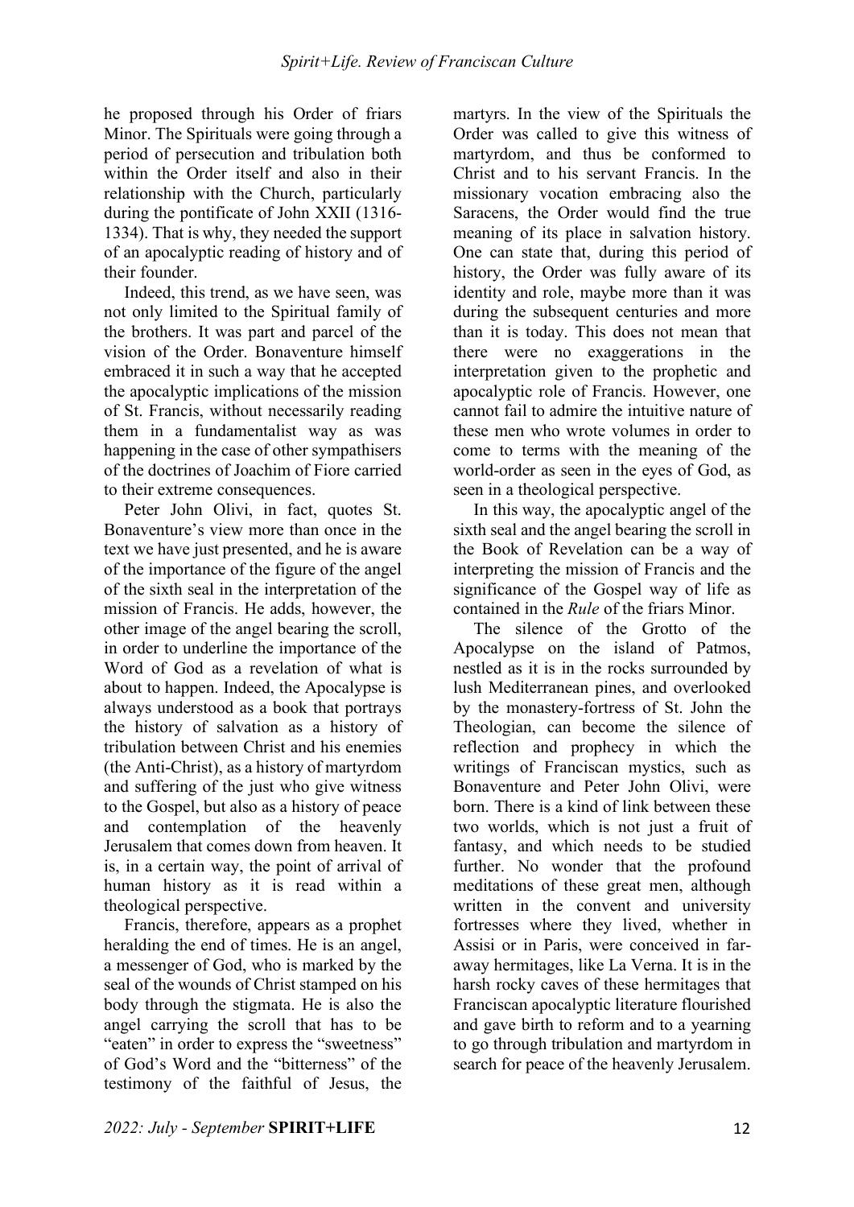he proposed through his Order of friars Minor. The Spirituals were going through a period of persecution and tribulation both within the Order itself and also in their relationship with the Church, particularly during the pontificate of John XXII (1316-1334). That is why, they needed the support of an apocalyptic reading of history and of their founder.

Indeed, this trend, as we have seen, was not only limited to the Spiritual family of the brothers. It was part and parcel of the vision of the Order. Bonaventure himself embraced it in such a way that he accepted the apocalyptic implications of the mission of St. Francis, without necessarily reading them in a fundamentalist way as was happening in the case of other sympathisers of the doctrines of Joachim of Fiore carried to their extreme consequences.

Peter John Olivi, in fact, quotes St. Bonaventure's view more than once in the text we have just presented, and he is aware of the importance of the figure of the angel of the sixth seal in the interpretation of the mission of Francis. He adds, however, the other image of the angel bearing the scroll, in order to underline the importance of the Word of God as a revelation of what is about to happen. Indeed, the Apocalypse is always understood as a book that portrays the history of salvation as a history of tribulation between Christ and his enemies (the Anti-Christ), as a history of martyrdom and suffering of the just who give witness to the Gospel, but also as a history of peace and contemplation of the heavenly Jerusalem that comes down from heaven. It is, in a certain way, the point of arrival of human history as it is read within a theological perspective.

Francis, therefore, appears as a prophet heralding the end of times. He is an angel, a messenger of God, who is marked by the seal of the wounds of Christ stamped on his body through the stigmata. He is also the angel carrying the scroll that has to be "eaten" in order to express the "sweetness" of God's Word and the "bitterness" of the testimony of the faithful of Jesus, the martyrs. In the view of the Spirituals the Order was called to give this witness of martyrdom, and thus be conformed to Christ and to his servant Francis. In the missionary vocation embracing also the Saracens, the Order would find the true meaning of its place in salvation history. One can state that, during this period of history, the Order was fully aware of its identity and role, maybe more than it was during the subsequent centuries and more than it is today. This does not mean that there were no exaggerations in the interpretation given to the prophetic and apocalyptic role of Francis. However, one cannot fail to admire the intuitive nature of these men who wrote volumes in order to come to terms with the meaning of the world-order as seen in the eyes of God, as seen in a theological perspective.

In this way, the apocalyptic angel of the sixth seal and the angel bearing the scroll in the Book of Revelation can be a way of interpreting the mission of Francis and the significance of the Gospel way of life as contained in the *Rule* of the friars Minor.

The silence of the Grotto of the Apocalypse on the island of Patmos, nestled as it is in the rocks surrounded by lush Mediterranean pines, and overlooked by the monastery-fortress of St. John the Theologian, can become the silence of reflection and prophecy in which the writings of Franciscan mystics, such as Bonaventure and Peter John Olivi, were born. There is a kind of link between these two worlds, which is not just a fruit of fantasy, and which needs to be studied further. No wonder that the profound meditations of these great men, although written in the convent and university fortresses where they lived, whether in Assisi or in Paris, were conceived in far-away hermitages, like La Verna. It is in the harsh rocky caves of these hermitages that Franciscan apocalyptic literature flourished and gave birth to reform and to a yearning to go through tribulation and martyrdom in search for peace of the heavenly Jerusalem.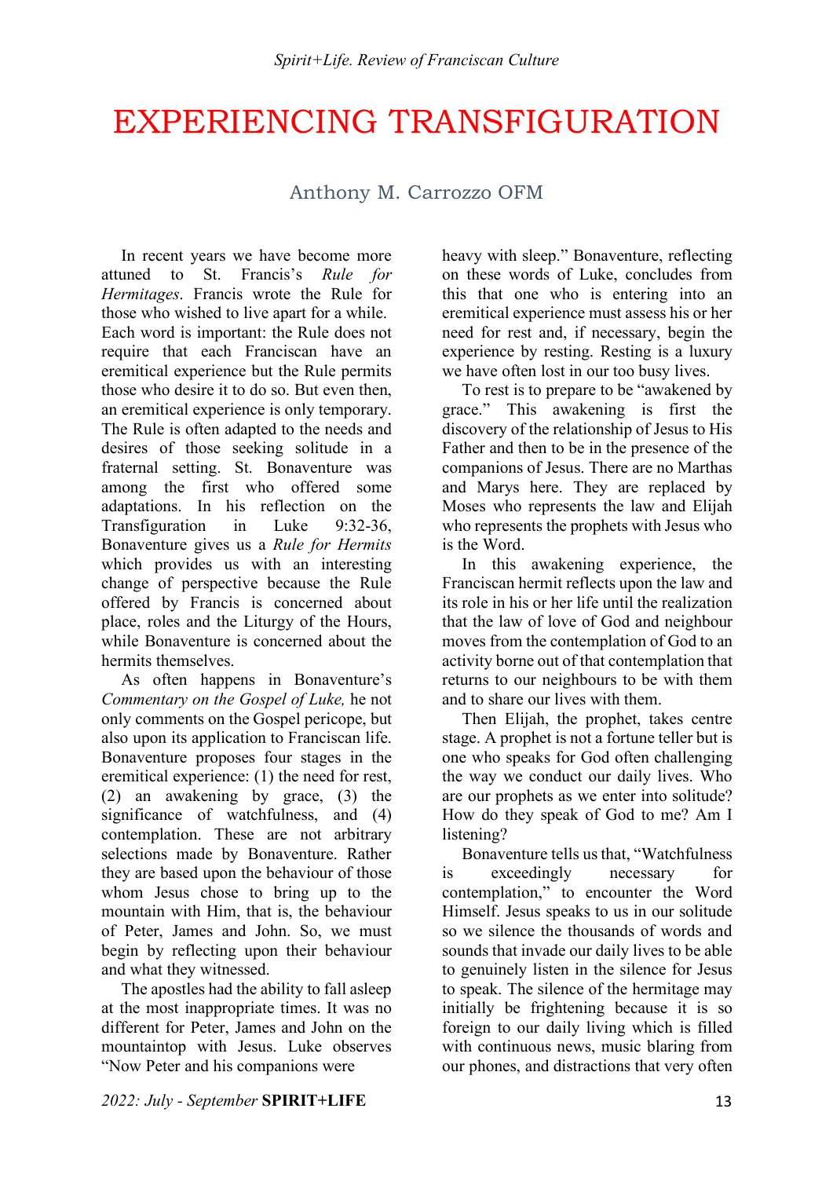# EXPERIENCING TRANSFIGURATION

Anthony M. Carrozzo OFM

In recent years we have become more attuned to St. Francis's *Rule for Hermitages*. Francis wrote the Rule for those who wished to live apart for a while. Each word is important: the Rule does not require that each Franciscan have an eremitical experience but the Rule permits those who desire it to do so. But even then, an eremitical experience is only temporary. The Rule is often adapted to the needs and desires of those seeking solitude in a fraternal setting. St. Bonaventure was among the first who offered some adaptations. In his reflection on the Transfiguration in Luke 9:32-36, Bonaventure gives us a *Rule for Hermits* which provides us with an interesting change of perspective because the Rule offered by Francis is concerned about place, roles and the Liturgy of the Hours, while Bonaventure is concerned about the hermits themselves.

As often happens in Bonaventure's *Commentary on the Gospel of Luke,* he not only comments on the Gospel pericope, but also upon its application to Franciscan life. Bonaventure proposes four stages in the eremitical experience: (1) the need for rest, (2) an awakening by grace, (3) the significance of watchfulness, and (4) contemplation. These are not arbitrary selections made by Bonaventure. Rather they are based upon the behaviour of those whom Jesus chose to bring up to the mountain with Him, that is, the behaviour of Peter, James and John. So, we must begin by reflecting upon their behaviour and what they witnessed.

The apostles had the ability to fall asleep at the most inappropriate times. It was no different for Peter, James and John on the mountaintop with Jesus. Luke observes "Now Peter and his companions were heavy with sleep." Bonaventure, reflecting on these words of Luke, concludes from this that one who is entering into an eremitical experience must assess his or her need for rest and, if necessary, begin the experience by resting. Resting is a luxury we have often lost in our too busy lives.

To rest is to prepare to be "awakened by grace." This awakening is first the discovery of the relationship of Jesus to His Father and then to be in the presence of the companions of Jesus. There are no Marthas and Marys here. They are replaced by Moses who represents the law and Elijah who represents the prophets with Jesus who is the Word.

In this awakening experience, the Franciscan hermit reflects upon the law and its role in his or her life until the realization that the law of love of God and neighbour moves from the contemplation of God to an activity borne out of that contemplation that returns to our neighbours to be with them and to share our lives with them.

Then Elijah, the prophet, takes centre stage. A prophet is not a fortune teller but is one who speaks for God often challenging the way we conduct our daily lives. Who are our prophets as we enter into solitude? How do they speak of God to me? Am I listening?

Bonaventure tells us that, "Watchfulness is exceedingly necessary for contemplation," to encounter the Word Himself. Jesus speaks to us in our solitude so we silence the thousands of words and sounds that invade our daily lives to be able to genuinely listen in the silence for Jesus to speak. The silence of the hermitage may initially be frightening because it is so foreign to our daily living which is filled with continuous news, music blaring from our phones, and distractions that very often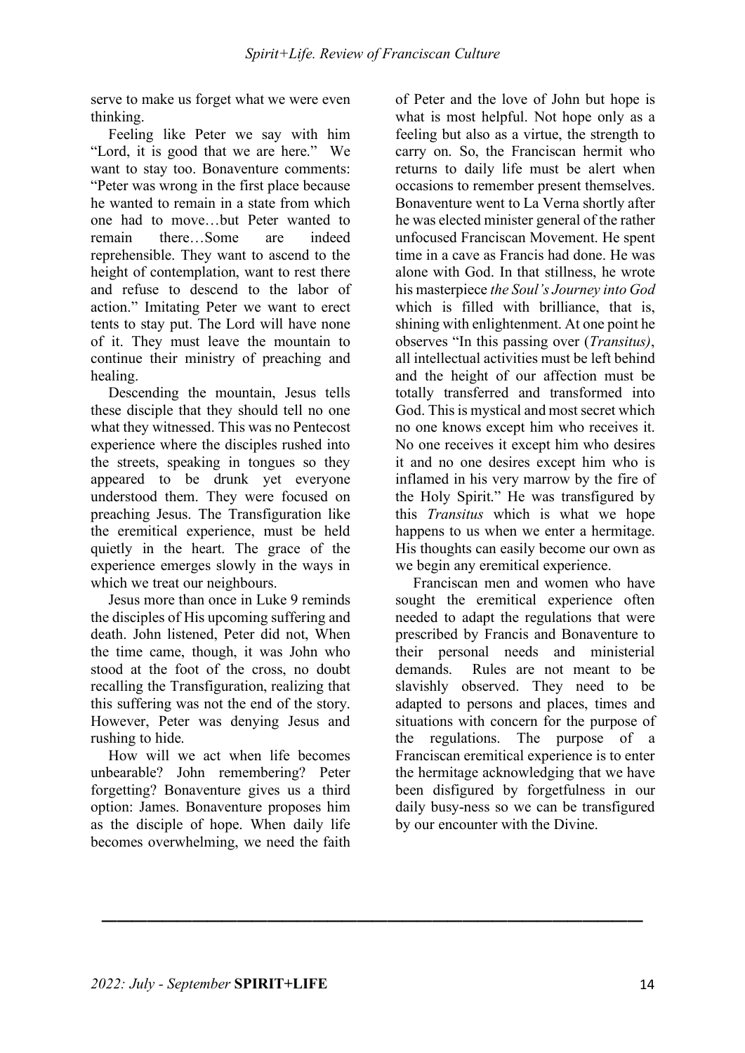serve to make us forget what we were even thinking.

Feeling like Peter we say with him "Lord, it is good that we are here." We want to stay too. Bonaventure comments: "Peter was wrong in the first place because he wanted to remain in a state from which one had to move…but Peter wanted to remain there…Some are indeed reprehensible. They want to ascend to the height of contemplation, want to rest there and refuse to descend to the labor of action." Imitating Peter we want to erect tents to stay put. The Lord will have none of it. They must leave the mountain to continue their ministry of preaching and healing.

Descending the mountain, Jesus tells these disciple that they should tell no one what they witnessed. This was no Pentecost experience where the disciples rushed into the streets, speaking in tongues so they appeared to be drunk yet everyone understood them. They were focused on preaching Jesus. The Transfiguration like the eremitical experience, must be held quietly in the heart. The grace of the experience emerges slowly in the ways in which we treat our neighbours.

Jesus more than once in Luke 9 reminds the disciples of His upcoming suffering and death. John listened, Peter did not, When the time came, though, it was John who stood at the foot of the cross, no doubt recalling the Transfiguration, realizing that this suffering was not the end of the story. However, Peter was denying Jesus and rushing to hide.

How will we act when life becomes unbearable? John remembering? Peter forgetting? Bonaventure gives us a third option: James. Bonaventure proposes him as the disciple of hope. When daily life becomes overwhelming, we need the faith of Peter and the love of John but hope is what is most helpful. Not hope only as a feeling but also as a virtue, the strength to carry on. So, the Franciscan hermit who returns to daily life must be alert when occasions to remember present themselves. Bonaventure went to La Verna shortly after he was elected minister general of the rather unfocused Franciscan Movement. He spent time in a cave as Francis had done. He was alone with God. In that stillness, he wrote his masterpiece *the Soul's Journey into God* which is filled with brilliance, that is, shining with enlightenment. At one point he observes "In this passing over (*Transitus)*, all intellectual activities must be left behind and the height of our affection must be totally transferred and transformed into God. This is mystical and most secret which no one knows except him who receives it. No one receives it except him who desires it and no one desires except him who is inflamed in his very marrow by the fire of the Holy Spirit." He was transfigured by this *Transitus* which is what we hope happens to us when we enter a hermitage. His thoughts can easily become our own as we begin any eremitical experience.

Franciscan men and women who have sought the eremitical experience often needed to adapt the regulations that were prescribed by Francis and Bonaventure to their personal needs and ministerial demands. Rules are not meant to be slavishly observed. They need to be adapted to persons and places, times and situations with concern for the purpose of the regulations. The purpose of a Franciscan eremitical experience is to enter the hermitage acknowledging that we have been disfigured by forgetfulness in our daily busy-ness so we can be transfigured by our encounter with the Divine.

---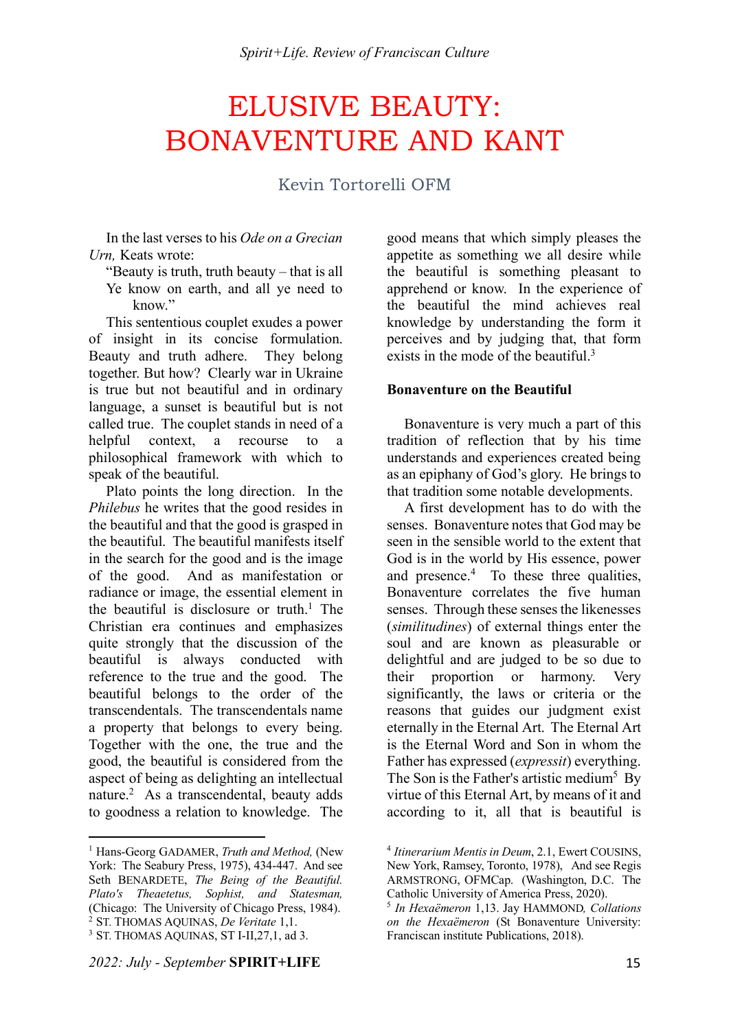# ELUSIVE BEAUTY: BONAVENTURE AND KANT

Kevin Tortorelli OFM

In the last verses to his *Ode on a Grecian Urn,* Keats wrote:

"Beauty is truth, truth beauty – that is all
Ye know on earth, and all ye need to know."

This sententious couplet exudes a power of insight in its concise formulation. Beauty and truth adhere. They belong together. But how? Clearly war in Ukraine is true but not beautiful and in ordinary language, a sunset is beautiful but is not called true. The couplet stands in need of a helpful context, a recourse to a philosophical framework with which to speak of the beautiful.

Plato points the long direction. In the *Philebus* he writes that the good resides in the beautiful and that the good is grasped in the beautiful. The beautiful manifests itself in the search for the good and is the image of the good. And as manifestation or radiance or image, the essential element in the beautiful is disclosure or truth.[1] The Christian era continues and emphasizes quite strongly that the discussion of the beautiful is always conducted with reference to the true and the good. The beautiful belongs to the order of the transcendentals. The transcendentals name a property that belongs to every being. Together with the one, the true and the good, the beautiful is considered from the aspect of being as delighting an intellectual nature.[2] As a transcendental, beauty adds to goodness a relation to knowledge. The good means that which simply pleases the appetite as something we all desire while the beautiful is something pleasant to apprehend or know. In the experience of the beautiful the mind achieves real knowledge by understanding the form it perceives and by judging that, that form exists in the mode of the beautiful.[3]

**Bonaventure on the Beautiful**

Bonaventure is very much a part of this tradition of reflection that by his time understands and experiences created being as an epiphany of God's glory. He brings to that tradition some notable developments.

A first development has to do with the senses. Bonaventure notes that God may be seen in the sensible world to the extent that God is in the world by His essence, power and presence.[4] To these three qualities, Bonaventure correlates the five human senses. Through these senses the likenesses (*similitudines*) of external things enter the soul and are known as pleasurable or delightful and are judged to be so due to their proportion or harmony. Very significantly, the laws or criteria or the reasons that guides our judgment exist eternally in the Eternal Art. The Eternal Art is the Eternal Word and Son in whom the Father has expressed (*expressit*) everything. The Son is the Father's artistic medium[5] By virtue of this Eternal Art, by means of it and according to it, all that is beautiful is

---

[1] Hans-Georg GADAMER, *Truth and Method,* (New York: The Seabury Press, 1975), 434-447. And see Seth BENARDETE, *The Being of the Beautiful. Plato's Theaetetus, Sophist, and Statesman,* (Chicago: The University of Chicago Press, 1984).

[2] ST. THOMAS AQUINAS, *De Veritate* 1,1.

[3] ST. THOMAS AQUINAS, ST I-II,27,1, ad 3.

[4] *Itinerarium Mentis in Deum*, 2.1, Ewert COUSINS, New York, Ramsey, Toronto, 1978), And see Regis ARMSTRONG, OFMCap. (Washington, D.C. The Catholic University of America Press, 2020).

[5] *In Hexaëmeron* 1,13. Jay HAMMOND*, Collations on the Hexaëmeron* (St Bonaventure University: Franciscan institute Publications, 2018).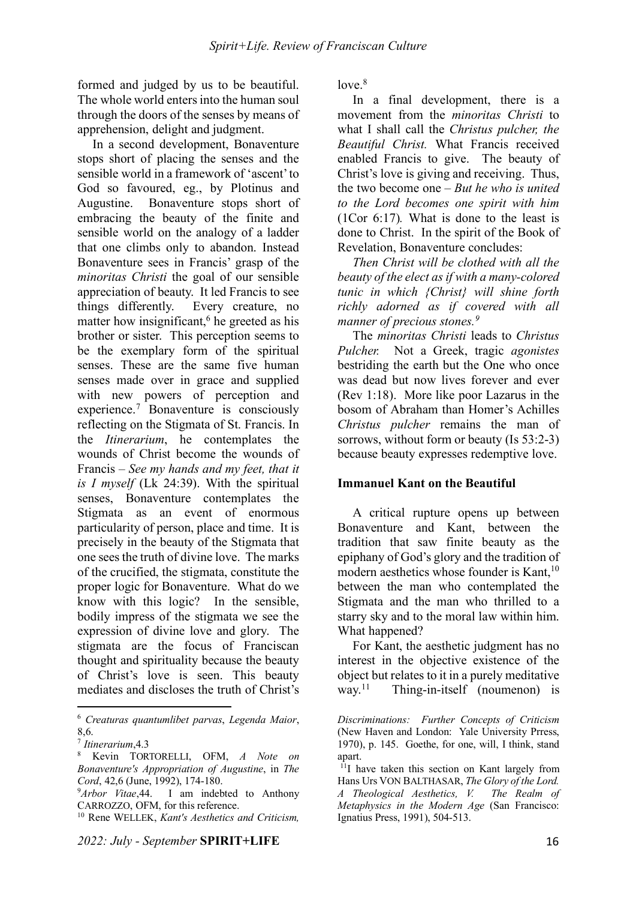formed and judged by us to be beautiful. The whole world enters into the human soul through the doors of the senses by means of apprehension, delight and judgment.

In a second development, Bonaventure stops short of placing the senses and the sensible world in a framework of 'ascent' to God so favoured, eg., by Plotinus and Augustine. Bonaventure stops short of embracing the beauty of the finite and sensible world on the analogy of a ladder that one climbs only to abandon. Instead Bonaventure sees in Francis' grasp of the *minoritas Christi* the goal of our sensible appreciation of beauty. It led Francis to see things differently. Every creature, no matter how insignificant,[6] he greeted as his brother or sister. This perception seems to be the exemplary form of the spiritual senses. These are the same five human senses made over in grace and supplied with new powers of perception and experience.[7] Bonaventure is consciously reflecting on the Stigmata of St. Francis. In the *Itinerarium*, he contemplates the wounds of Christ become the wounds of Francis – *See my hands and my feet, that it is I myself* (Lk 24:39). With the spiritual senses, Bonaventure contemplates the Stigmata as an event of enormous particularity of person, place and time. It is precisely in the beauty of the Stigmata that one sees the truth of divine love. The marks of the crucified, the stigmata, constitute the proper logic for Bonaventure. What do we know with this logic? In the sensible, bodily impress of the stigmata we see the expression of divine love and glory. The stigmata are the focus of Franciscan thought and spirituality because the beauty of Christ's love is seen. This beauty mediates and discloses the truth of Christ's love.[8]

In a final development, there is a movement from the *minoritas Christi* to what I shall call the *Christus pulcher, the Beautiful Christ.* What Francis received enabled Francis to give. The beauty of Christ's love is giving and receiving. Thus, the two become one – *But he who is united to the Lord becomes one spirit with him* (1Cor 6:17)*.* What is done to the least is done to Christ. In the spirit of the Book of Revelation, Bonaventure concludes:

*Then Christ will be clothed with all the beauty of the elect as if with a many-colored tunic in which {Christ} will shine forth richly adorned as if covered with all manner of precious stones.*[9]

The *minoritas Christi* leads to *Christus Pulcher.* Not a Greek, tragic *agonistes* bestriding the earth but the One who once was dead but now lives forever and ever (Rev 1:18). More like poor Lazarus in the bosom of Abraham than Homer's Achilles *Christus pulcher* remains the man of sorrows, without form or beauty (Is 53:2-3) because beauty expresses redemptive love.

## Immanuel Kant on the Beautiful

A critical rupture opens up between Bonaventure and Kant, between the tradition that saw finite beauty as the epiphany of God's glory and the tradition of modern aesthetics whose founder is Kant,[10] between the man who contemplated the Stigmata and the man who thrilled to a starry sky and to the moral law within him. What happened?

For Kant, the aesthetic judgment has no interest in the objective existence of the object but relates to it in a purely meditative way.[11] Thing-in-itself (noumenon) is

---

[6] *Creaturas quantumlibet parvas*, *Legenda Maior*, 8,6.

[7] *Itinerarium*,4.3

[8] Kevin TORTORELLI, OFM, *A Note on Bonaventure's Appropriation of Augustine*, in *The Cord*, 42,6 (June, 1992), 174-180.

[9] *Arbor Vitae*,44. I am indebted to Anthony CARROZZO, OFM, for this reference.

[10] Rene WELLEK, *Kant's Aesthetics and Criticism, Discriminations: Further Concepts of Criticism* (New Haven and London: Yale University Prress, 1970), p. 145. Goethe, for one, will, I think, stand apart.

[11] I have taken this section on Kant largely from Hans Urs VON BALTHASAR, *The Glory of the Lord. A Theological Aesthetics, V. The Realm of Metaphysics in the Modern Age* (San Francisco: Ignatius Press, 1991), 504-513.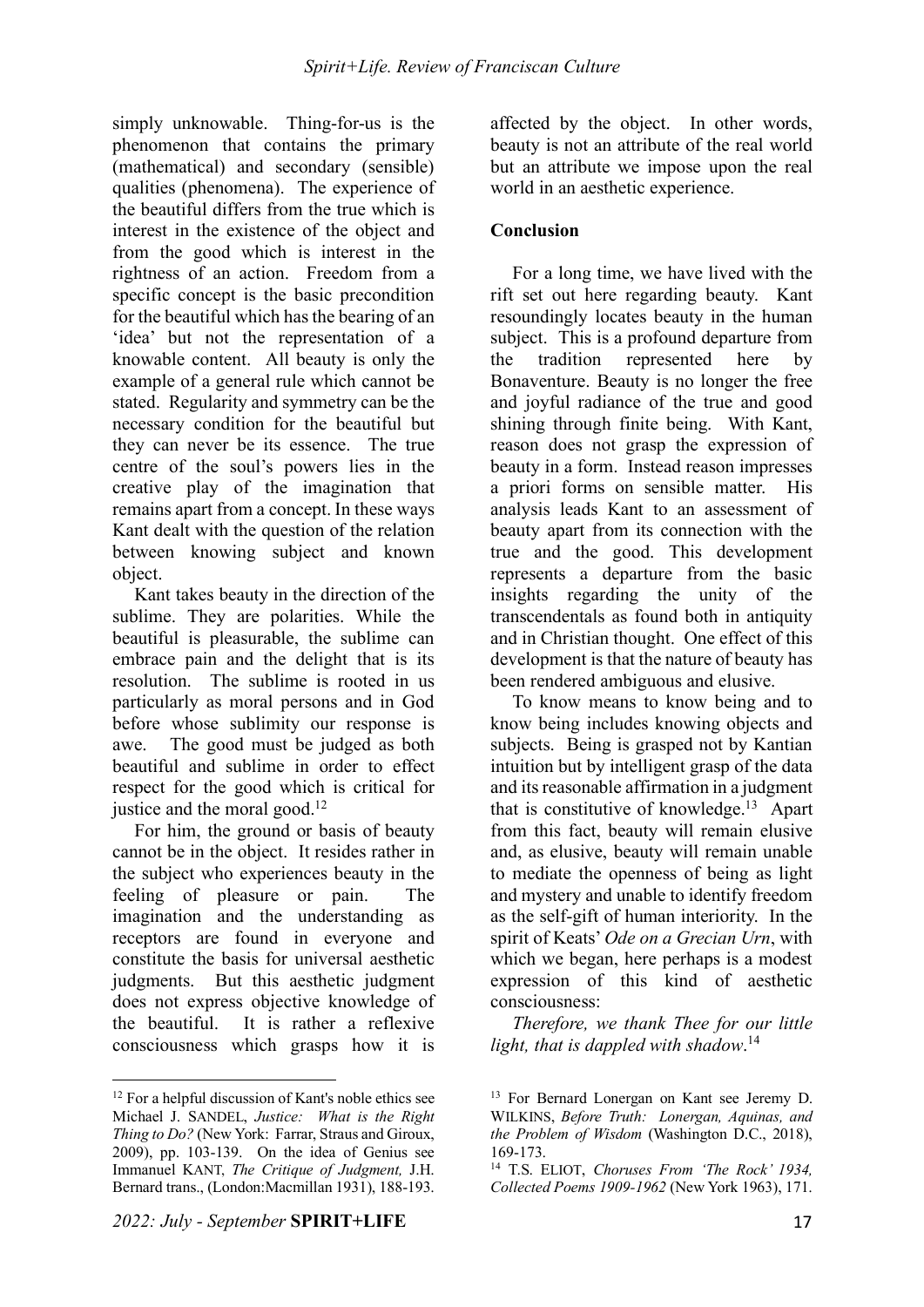simply unknowable. Thing-for-us is the phenomenon that contains the primary (mathematical) and secondary (sensible) qualities (phenomena). The experience of the beautiful differs from the true which is interest in the existence of the object and from the good which is interest in the rightness of an action. Freedom from a specific concept is the basic precondition for the beautiful which has the bearing of an 'idea' but not the representation of a knowable content. All beauty is only the example of a general rule which cannot be stated. Regularity and symmetry can be the necessary condition for the beautiful but they can never be its essence. The true centre of the soul's powers lies in the creative play of the imagination that remains apart from a concept. In these ways Kant dealt with the question of the relation between knowing subject and known object.

Kant takes beauty in the direction of the sublime. They are polarities. While the beautiful is pleasurable, the sublime can embrace pain and the delight that is its resolution. The sublime is rooted in us particularly as moral persons and in God before whose sublimity our response is awe. The good must be judged as both beautiful and sublime in order to effect respect for the good which is critical for justice and the moral good.[12]

For him, the ground or basis of beauty cannot be in the object. It resides rather in the subject who experiences beauty in the feeling of pleasure or pain. The imagination and the understanding as receptors are found in everyone and constitute the basis for universal aesthetic judgments. But this aesthetic judgment does not express objective knowledge of the beautiful. It is rather a reflexive consciousness which grasps how it is affected by the object. In other words, beauty is not an attribute of the real world but an attribute we impose upon the real world in an aesthetic experience.

## Conclusion

For a long time, we have lived with the rift set out here regarding beauty. Kant resoundingly locates beauty in the human subject. This is a profound departure from the tradition represented here by Bonaventure. Beauty is no longer the free and joyful radiance of the true and good shining through finite being. With Kant, reason does not grasp the expression of beauty in a form. Instead reason impresses a priori forms on sensible matter. His analysis leads Kant to an assessment of beauty apart from its connection with the true and the good. This development represents a departure from the basic insights regarding the unity of the transcendentals as found both in antiquity and in Christian thought. One effect of this development is that the nature of beauty has been rendered ambiguous and elusive.

To know means to know being and to know being includes knowing objects and subjects. Being is grasped not by Kantian intuition but by intelligent grasp of the data and its reasonable affirmation in a judgment that is constitutive of knowledge.[13] Apart from this fact, beauty will remain elusive and, as elusive, beauty will remain unable to mediate the openness of being as light and mystery and unable to identify freedom as the self-gift of human interiority. In the spirit of Keats' *Ode on a Grecian Urn*, with which we began, here perhaps is a modest expression of this kind of aesthetic consciousness:

*Therefore, we thank Thee for our little light, that is dappled with shadow*.[14]

---

[12] For a helpful discussion of Kant's noble ethics see Michael J. SANDEL, *Justice: What is the Right Thing to Do?* (New York: Farrar, Straus and Giroux, 2009), pp. 103-139. On the idea of Genius see Immanuel KANT, *The Critique of Judgment,* J.H. Bernard trans., (London:Macmillan 1931), 188-193.

[13] For Bernard Lonergan on Kant see Jeremy D. WILKINS, *Before Truth: Lonergan, Aquinas, and the Problem of Wisdom* (Washington D.C., 2018), 169-173.

[14] T.S. ELIOT, *Choruses From 'The Rock' 1934, Collected Poems 1909-1962* (New York 1963), 171.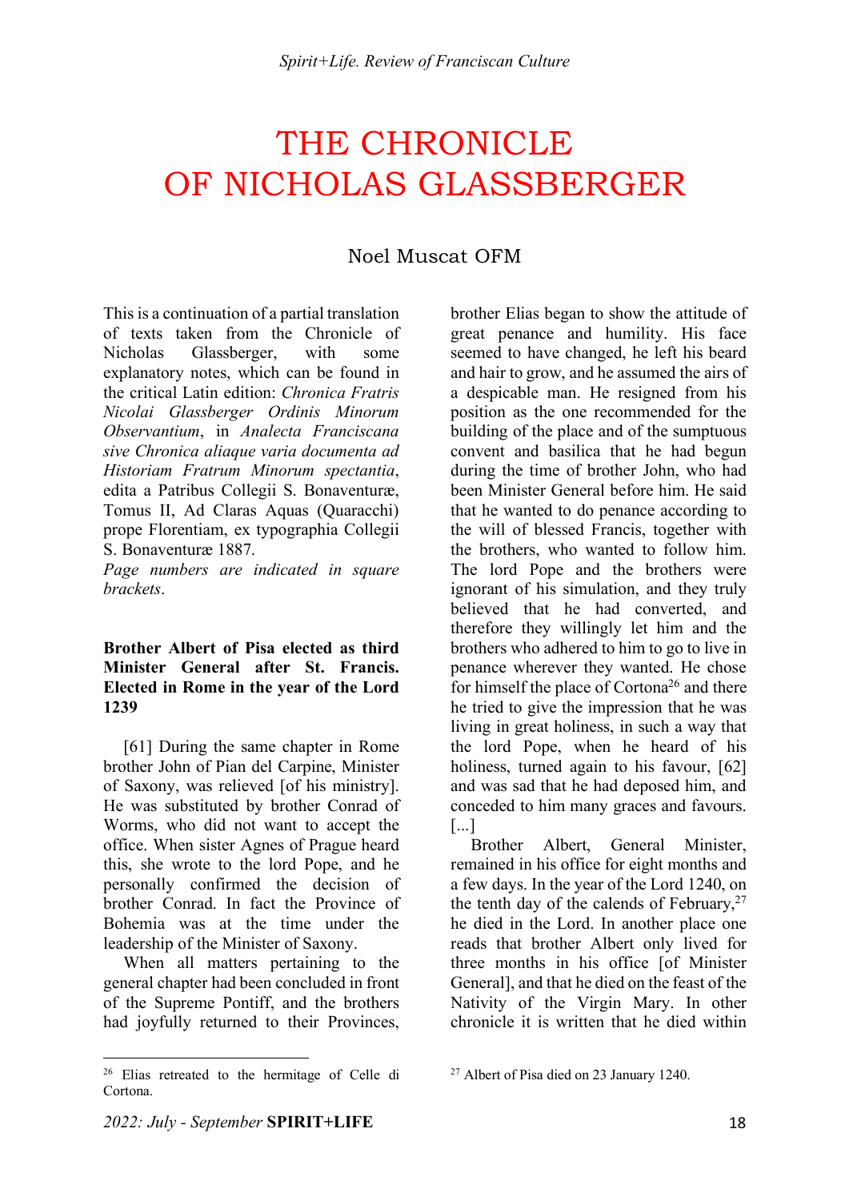# THE CHRONICLE OF NICHOLAS GLASSBERGER

Noel Muscat OFM

This is a continuation of a partial translation of texts taken from the Chronicle of Nicholas Glassberger, with some explanatory notes, which can be found in the critical Latin edition: *Chronica Fratris Nicolai Glassberger Ordinis Minorum Observantium*, in *Analecta Franciscana sive Chronica aliaque varia documenta ad Historiam Fratrum Minorum spectantia*, edita a Patribus Collegii S. Bonaventuræ, Tomus II, Ad Claras Aquas (Quaracchi) prope Florentiam, ex typographia Collegii S. Bonaventuræ 1887.

*Page numbers are indicated in square brackets.*

**Brother Albert of Pisa elected as third Minister General after St. Francis. Elected in Rome in the year of the Lord 1239**

[61] During the same chapter in Rome brother John of Pian del Carpine, Minister of Saxony, was relieved [of his ministry]. He was substituted by brother Conrad of Worms, who did not want to accept the office. When sister Agnes of Prague heard this, she wrote to the lord Pope, and he personally confirmed the decision of brother Conrad. In fact the Province of Bohemia was at the time under the leadership of the Minister of Saxony.

When all matters pertaining to the general chapter had been concluded in front of the Supreme Pontiff, and the brothers had joyfully returned to their Provinces, brother Elias began to show the attitude of great penance and humility. His face seemed to have changed, he left his beard and hair to grow, and he assumed the airs of a despicable man. He resigned from his position as the one recommended for the building of the place and of the sumptuous convent and basilica that he had begun during the time of brother John, who had been Minister General before him. He said that he wanted to do penance according to the will of blessed Francis, together with the brothers, who wanted to follow him. The lord Pope and the brothers were ignorant of his simulation, and they truly believed that he had converted, and therefore they willingly let him and the brothers who adhered to him to go to live in penance wherever they wanted. He chose for himself the place of Cortona[26] and there he tried to give the impression that he was living in great holiness, in such a way that the lord Pope, when he heard of his holiness, turned again to his favour, [62] and was sad that he had deposed him, and conceded to him many graces and favours. [...]

Brother Albert, General Minister, remained in his office for eight months and a few days. In the year of the Lord 1240, on the tenth day of the calends of February,[27] he died in the Lord. In another place one reads that brother Albert only lived for three months in his office [of Minister General], and that he died on the feast of the Nativity of the Virgin Mary. In other chronicle it is written that he died within

[26] Elias retreated to the hermitage of Celle di Cortona.

[27] Albert of Pisa died on 23 January 1240.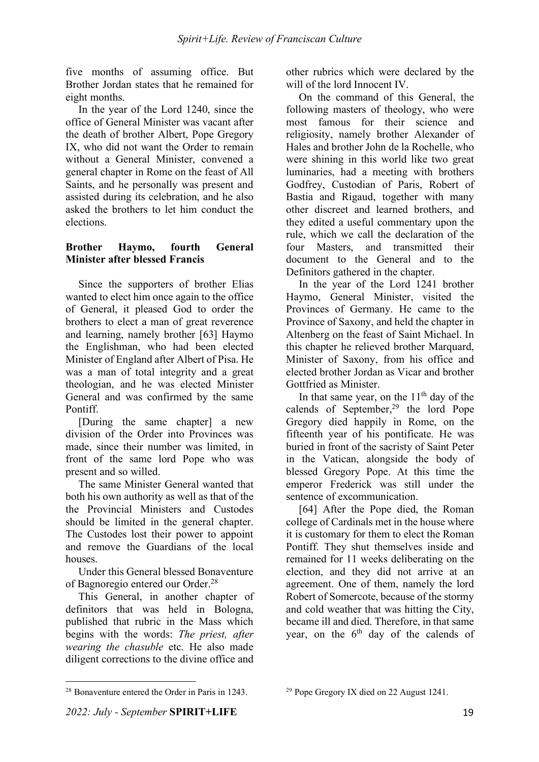five months of assuming office. But Brother Jordan states that he remained for eight months.

In the year of the Lord 1240, since the office of General Minister was vacant after the death of brother Albert, Pope Gregory IX, who did not want the Order to remain without a General Minister, convened a general chapter in Rome on the feast of All Saints, and he personally was present and assisted during its celebration, and he also asked the brothers to let him conduct the elections.

**Brother Haymo, fourth General Minister after blessed Francis**

Since the supporters of brother Elias wanted to elect him once again to the office of General, it pleased God to order the brothers to elect a man of great reverence and learning, namely brother [63] Haymo the Englishman, who had been elected Minister of England after Albert of Pisa. He was a man of total integrity and a great theologian, and he was elected Minister General and was confirmed by the same Pontiff.

[During the same chapter] a new division of the Order into Provinces was made, since their number was limited, in front of the same lord Pope who was present and so willed.

The same Minister General wanted that both his own authority as well as that of the the Provincial Ministers and Custodes should be limited in the general chapter. The Custodes lost their power to appoint and remove the Guardians of the local houses.

Under this General blessed Bonaventure of Bagnoregio entered our Order.[28]

This General, in another chapter of definitors that was held in Bologna, published that rubric in the Mass which begins with the words: *The priest, after wearing the chasuble* etc. He also made diligent corrections to the divine office and other rubrics which were declared by the will of the lord Innocent IV.

On the command of this General, the following masters of theology, who were most famous for their science and religiosity, namely brother Alexander of Hales and brother John de la Rochelle, who were shining in this world like two great luminaries, had a meeting with brothers Godfrey, Custodian of Paris, Robert of Bastia and Rigaud, together with many other discreet and learned brothers, and they edited a useful commentary upon the rule, which we call the declaration of the four Masters, and transmitted their document to the General and to the Definitors gathered in the chapter.

In the year of the Lord 1241 brother Haymo, General Minister, visited the Provinces of Germany. He came to the Province of Saxony, and held the chapter in Altenberg on the feast of Saint Michael. In this chapter he relieved brother Marquard, Minister of Saxony, from his office and elected brother Jordan as Vicar and brother Gottfried as Minister.

In that same year, on the 11th day of the calends of September,[29] the lord Pope Gregory died happily in Rome, on the fifteenth year of his pontificate. He was buried in front of the sacristy of Saint Peter in the Vatican, alongside the body of blessed Gregory Pope. At this time the emperor Frederick was still under the sentence of excommunication.

[64] After the Pope died, the Roman college of Cardinals met in the house where it is customary for them to elect the Roman Pontiff. They shut themselves inside and remained for 11 weeks deliberating on the election, and they did not arrive at an agreement. One of them, namely the lord Robert of Somercote, because of the stormy and cold weather that was hitting the City, became ill and died. Therefore, in that same year, on the 6th day of the calends of

[28] Bonaventure entered the Order in Paris in 1243.

[29] Pope Gregory IX died on 22 August 1241.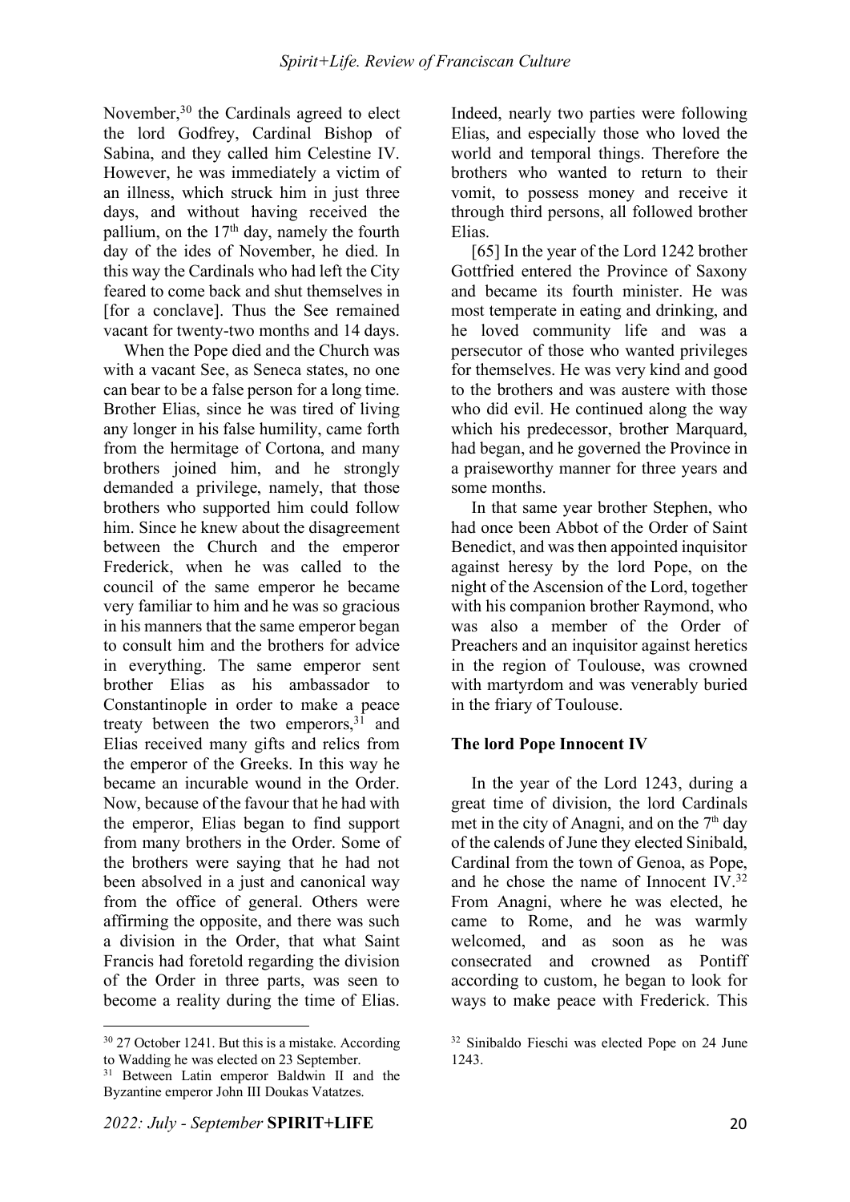November,[30] the Cardinals agreed to elect the lord Godfrey, Cardinal Bishop of Sabina, and they called him Celestine IV. However, he was immediately a victim of an illness, which struck him in just three days, and without having received the pallium, on the 17th day, namely the fourth day of the ides of November, he died. In this way the Cardinals who had left the City feared to come back and shut themselves in [for a conclave]. Thus the See remained vacant for twenty-two months and 14 days.

When the Pope died and the Church was with a vacant See, as Seneca states, no one can bear to be a false person for a long time. Brother Elias, since he was tired of living any longer in his false humility, came forth from the hermitage of Cortona, and many brothers joined him, and he strongly demanded a privilege, namely, that those brothers who supported him could follow him. Since he knew about the disagreement between the Church and the emperor Frederick, when he was called to the council of the same emperor he became very familiar to him and he was so gracious in his manners that the same emperor began to consult him and the brothers for advice in everything. The same emperor sent brother Elias as his ambassador to Constantinople in order to make a peace treaty between the two emperors,[31] and Elias received many gifts and relics from the emperor of the Greeks. In this way he became an incurable wound in the Order. Now, because of the favour that he had with the emperor, Elias began to find support from many brothers in the Order. Some of the brothers were saying that he had not been absolved in a just and canonical way from the office of general. Others were affirming the opposite, and there was such a division in the Order, that what Saint Francis had foretold regarding the division of the Order in three parts, was seen to become a reality during the time of Elias. Indeed, nearly two parties were following Elias, and especially those who loved the world and temporal things. Therefore the brothers who wanted to return to their vomit, to possess money and receive it through third persons, all followed brother Elias.

[65] In the year of the Lord 1242 brother Gottfried entered the Province of Saxony and became its fourth minister. He was most temperate in eating and drinking, and he loved community life and was a persecutor of those who wanted privileges for themselves. He was very kind and good to the brothers and was austere with those who did evil. He continued along the way which his predecessor, brother Marquard, had began, and he governed the Province in a praiseworthy manner for three years and some months.

In that same year brother Stephen, who had once been Abbot of the Order of Saint Benedict, and was then appointed inquisitor against heresy by the lord Pope, on the night of the Ascension of the Lord, together with his companion brother Raymond, who was also a member of the Order of Preachers and an inquisitor against heretics in the region of Toulouse, was crowned with martyrdom and was venerably buried in the friary of Toulouse.

**The lord Pope Innocent IV**

In the year of the Lord 1243, during a great time of division, the lord Cardinals met in the city of Anagni, and on the 7th day of the calends of June they elected Sinibald, Cardinal from the town of Genoa, as Pope, and he chose the name of Innocent IV.[32] From Anagni, where he was elected, he came to Rome, and he was warmly welcomed, and as soon as he was consecrated and crowned as Pontiff according to custom, he began to look for ways to make peace with Frederick. This

---

[30] 27 October 1241. But this is a mistake. According to Wadding he was elected on 23 September.

[31] Between Latin emperor Baldwin II and the Byzantine emperor John III Doukas Vatatzes.

[32] Sinibaldo Fieschi was elected Pope on 24 June 1243.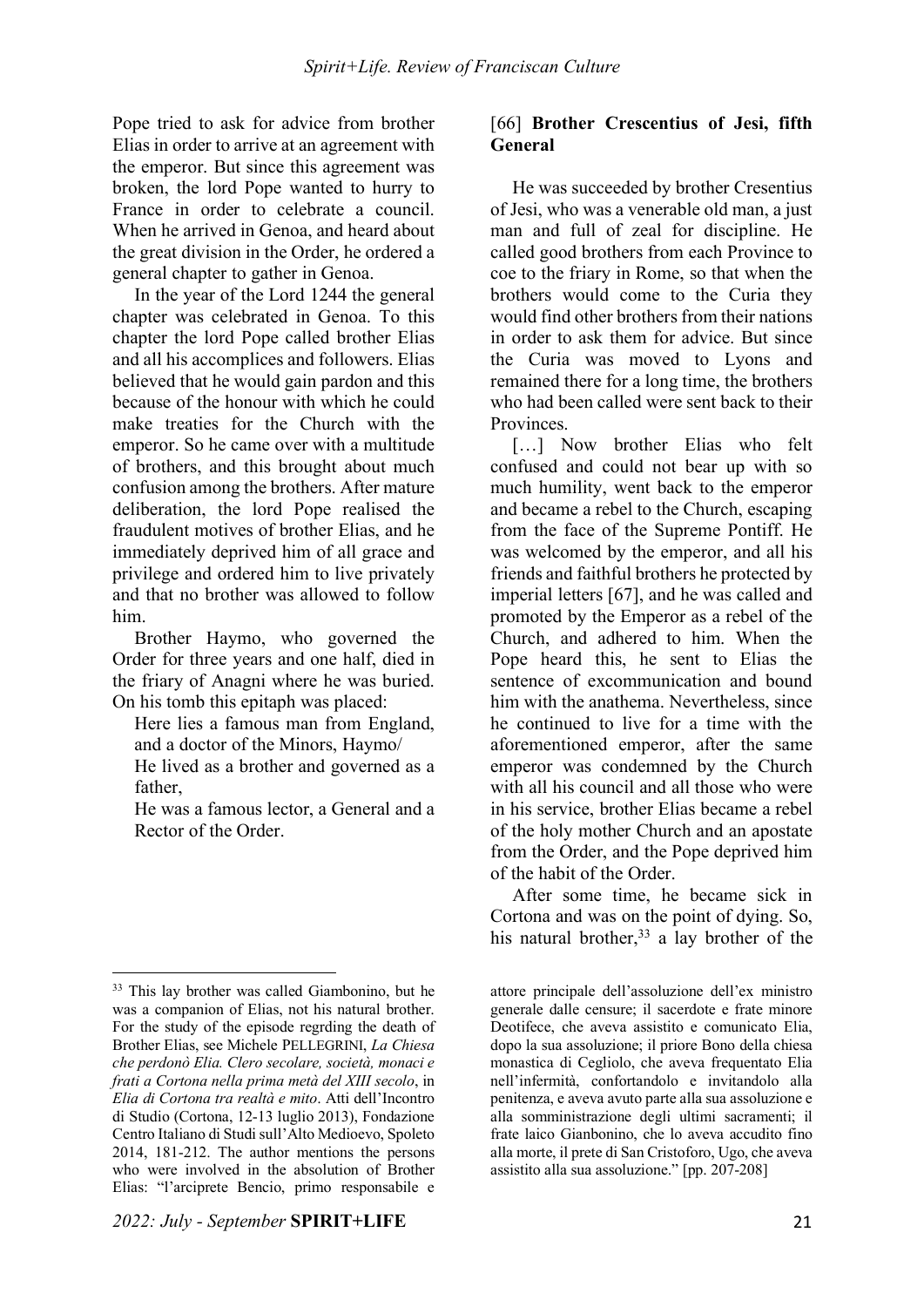Pope tried to ask for advice from brother Elias in order to arrive at an agreement with the emperor. But since this agreement was broken, the lord Pope wanted to hurry to France in order to celebrate a council. When he arrived in Genoa, and heard about the great division in the Order, he ordered a general chapter to gather in Genoa.

In the year of the Lord 1244 the general chapter was celebrated in Genoa. To this chapter the lord Pope called brother Elias and all his accomplices and followers. Elias believed that he would gain pardon and this because of the honour with which he could make treaties for the Church with the emperor. So he came over with a multitude of brothers, and this brought about much confusion among the brothers. After mature deliberation, the lord Pope realised the fraudulent motives of brother Elias, and he immediately deprived him of all grace and privilege and ordered him to live privately and that no brother was allowed to follow him.

Brother Haymo, who governed the Order for three years and one half, died in the friary of Anagni where he was buried. On his tomb this epitaph was placed:

> Here lies a famous man from England, and a doctor of the Minors, Haymo/
> He lived as a brother and governed as a father,
> He was a famous lector, a General and a Rector of the Order.

## [66] **Brother Crescentius of Jesi, fifth General**

He was succeeded by brother Cresentius of Jesi, who was a venerable old man, a just man and full of zeal for discipline. He called good brothers from each Province to coe to the friary in Rome, so that when the brothers would come to the Curia they would find other brothers from their nations in order to ask them for advice. But since the Curia was moved to Lyons and remained there for a long time, the brothers who had been called were sent back to their Provinces.

[…] Now brother Elias who felt confused and could not bear up with so much humility, went back to the emperor and became a rebel to the Church, escaping from the face of the Supreme Pontiff. He was welcomed by the emperor, and all his friends and faithful brothers he protected by imperial letters [67], and he was called and promoted by the Emperor as a rebel of the Church, and adhered to him. When the Pope heard this, he sent to Elias the sentence of excommunication and bound him with the anathema. Nevertheless, since he continued to live for a time with the aforementioned emperor, after the same emperor was condemned by the Church with all his council and all those who were in his service, brother Elias became a rebel of the holy mother Church and an apostate from the Order, and the Pope deprived him of the habit of the Order.

After some time, he became sick in Cortona and was on the point of dying. So, his natural brother,[33] a lay brother of the

---

[33] This lay brother was called Giambonino, but he was a companion of Elias, not his natural brother. For the study of the episode regrding the death of Brother Elias, see Michele PELLEGRINI, *La Chiesa che perdonò Elia. Clero secolare, società, monaci e frati a Cortona nella prima metà del XIII secolo*, in *Elia di Cortona tra realtà e mito*. Atti dell'Incontro di Studio (Cortona, 12-13 luglio 2013), Fondazione Centro Italiano di Studi sull'Alto Medioevo, Spoleto 2014, 181-212. The author mentions the persons who were involved in the absolution of Brother Elias: "l'arciprete Bencio, primo responsabile e attore principale dell'assoluzione dell'ex ministro generale dalle censure; il sacerdote e frate minore Deotifece, che aveva assistito e comunicato Elia, dopo la sua assoluzione; il priore Bono della chiesa monastica di Cegliolo, che aveva frequentato Elia nell'infermità, confortandolo e invitandolo alla penitenza, e aveva avuto parte alla sua assoluzione e alla somministrazione degli ultimi sacramenti; il frate laico Gianbonino, che lo aveva accudito fino alla morte, il prete di San Cristoforo, Ugo, che aveva assistito alla sua assoluzione." [pp. 207-208]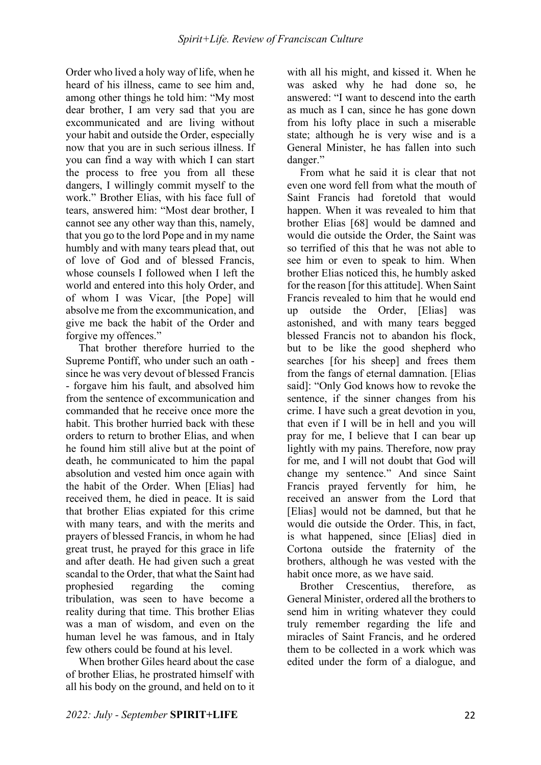Order who lived a holy way of life, when he heard of his illness, came to see him and, among other things he told him: "My most dear brother, I am very sad that you are excommunicated and are living without your habit and outside the Order, especially now that you are in such serious illness. If you can find a way with which I can start the process to free you from all these dangers, I willingly commit myself to the work." Brother Elias, with his face full of tears, answered him: "Most dear brother, I cannot see any other way than this, namely, that you go to the lord Pope and in my name humbly and with many tears plead that, out of love of God and of blessed Francis, whose counsels I followed when I left the world and entered into this holy Order, and of whom I was Vicar, [the Pope] will absolve me from the excommunication, and give me back the habit of the Order and forgive my offences."

That brother therefore hurried to the Supreme Pontiff, who under such an oath - since he was very devout of blessed Francis - forgave him his fault, and absolved him from the sentence of excommunication and commanded that he receive once more the habit. This brother hurried back with these orders to return to brother Elias, and when he found him still alive but at the point of death, he communicated to him the papal absolution and vested him once again with the habit of the Order. When [Elias] had received them, he died in peace. It is said that brother Elias expiated for this crime with many tears, and with the merits and prayers of blessed Francis, in whom he had great trust, he prayed for this grace in life and after death. He had given such a great scandal to the Order, that what the Saint had prophesied regarding the coming tribulation, was seen to have become a reality during that time. This brother Elias was a man of wisdom, and even on the human level he was famous, and in Italy few others could be found at his level.

When brother Giles heard about the case of brother Elias, he prostrated himself with all his body on the ground, and held on to it with all his might, and kissed it. When he was asked why he had done so, he answered: "I want to descend into the earth as much as I can, since he has gone down from his lofty place in such a miserable state; although he is very wise and is a General Minister, he has fallen into such danger."

From what he said it is clear that not even one word fell from what the mouth of Saint Francis had foretold that would happen. When it was revealed to him that brother Elias [68] would be damned and would die outside the Order, the Saint was so terrified of this that he was not able to see him or even to speak to him. When brother Elias noticed this, he humbly asked for the reason [for this attitude]. When Saint Francis revealed to him that he would end up outside the Order, [Elias] was astonished, and with many tears begged blessed Francis not to abandon his flock, but to be like the good shepherd who searches [for his sheep] and frees them from the fangs of eternal damnation. [Elias said]: "Only God knows how to revoke the sentence, if the sinner changes from his crime. I have such a great devotion in you, that even if I will be in hell and you will pray for me, I believe that I can bear up lightly with my pains. Therefore, now pray for me, and I will not doubt that God will change my sentence." And since Saint Francis prayed fervently for him, he received an answer from the Lord that [Elias] would not be damned, but that he would die outside the Order. This, in fact, is what happened, since [Elias] died in Cortona outside the fraternity of the brothers, although he was vested with the habit once more, as we have said.

Brother Crescentius, therefore, as General Minister, ordered all the brothers to send him in writing whatever they could truly remember regarding the life and miracles of Saint Francis, and he ordered them to be collected in a work which was edited under the form of a dialogue, and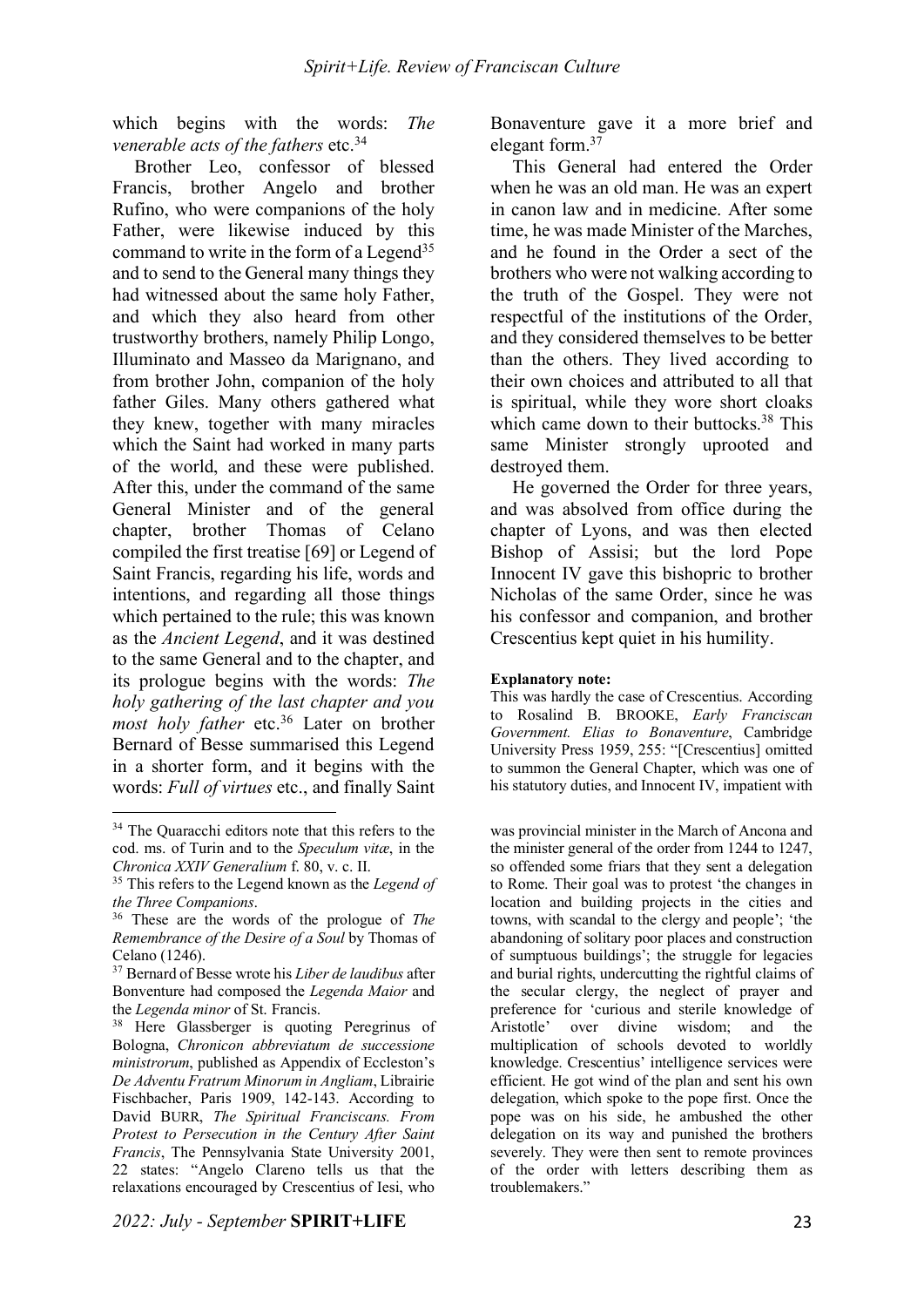which begins with the words: *The venerable acts of the fathers* etc.[34]

Brother Leo, confessor of blessed Francis, brother Angelo and brother Rufino, who were companions of the holy Father, were likewise induced by this command to write in the form of a Legend[35] and to send to the General many things they had witnessed about the same holy Father, and which they also heard from other trustworthy brothers, namely Philip Longo, Illuminato and Masseo da Marignano, and from brother John, companion of the holy father Giles. Many others gathered what they knew, together with many miracles which the Saint had worked in many parts of the world, and these were published. After this, under the command of the same General Minister and of the general chapter, brother Thomas of Celano compiled the first treatise [69] or Legend of Saint Francis, regarding his life, words and intentions, and regarding all those things which pertained to the rule; this was known as the *Ancient Legend*, and it was destined to the same General and to the chapter, and its prologue begins with the words: *The holy gathering of the last chapter and you most holy father* etc.[36] Later on brother Bernard of Besse summarised this Legend in a shorter form, and it begins with the words: *Full of virtues* etc., and finally Saint Bonaventure gave it a more brief and elegant form.[37]

This General had entered the Order when he was an old man. He was an expert in canon law and in medicine. After some time, he was made Minister of the Marches, and he found in the Order a sect of the brothers who were not walking according to the truth of the Gospel. They were not respectful of the institutions of the Order, and they considered themselves to be better than the others. They lived according to their own choices and attributed to all that is spiritual, while they wore short cloaks which came down to their buttocks.[38] This same Minister strongly uprooted and destroyed them.

He governed the Order for three years, and was absolved from office during the chapter of Lyons, and was then elected Bishop of Assisi; but the lord Pope Innocent IV gave this bishopric to brother Nicholas of the same Order, since he was his confessor and companion, and brother Crescentius kept quiet in his humility.

**Explanatory note:**
This was hardly the case of Crescentius. According to Rosalind B. BROOKE, *Early Franciscan Government. Elias to Bonaventure*, Cambridge University Press 1959, 255: "[Crescentius] omitted to summon the General Chapter, which was one of his statutory duties, and Innocent IV, impatient with

---

[34] The Quaracchi editors note that this refers to the cod. ms. of Turin and to the *Speculum vitæ*, in the *Chronica XXIV Generalium* f. 80, v. c. II.

[35] This refers to the Legend known as the *Legend of the Three Companions*.

[36] These are the words of the prologue of *The Remembrance of the Desire of a Soul* by Thomas of Celano (1246).

[37] Bernard of Besse wrote his *Liber de laudibus* after Bonventure had composed the *Legenda Maior* and the *Legenda minor* of St. Francis.

[38] Here Glassberger is quoting Peregrinus of Bologna, *Chronicon abbreviatum de successione ministrorum*, published as Appendix of Eccleston's *De Adventu Fratrum Minorum in Angliam*, Librairie Fischbacher, Paris 1909, 142-143. According to David BURR, *The Spiritual Franciscans. From Protest to Persecution in the Century After Saint Francis*, The Pennsylvania State University 2001, 22 states: "Angelo Clareno tells us that the relaxations encouraged by Crescentius of Iesi, who was provincial minister in the March of Ancona and the minister general of the order from 1244 to 1247, so offended some friars that they sent a delegation to Rome. Their goal was to protest 'the changes in location and building projects in the cities and towns, with scandal to the clergy and people'; 'the abandoning of solitary poor places and construction of sumptuous buildings'; the struggle for legacies and burial rights, undercutting the rightful claims of the secular clergy, the neglect of prayer and preference for 'curious and sterile knowledge of Aristotle' over divine wisdom; and the multiplication of schools devoted to worldly knowledge. Crescentius' intelligence services were efficient. He got wind of the plan and sent his own delegation, which spoke to the pope first. Once the pope was on his side, he ambushed the other delegation on its way and punished the brothers severely. They were then sent to remote provinces of the order with letters describing them as troublemakers."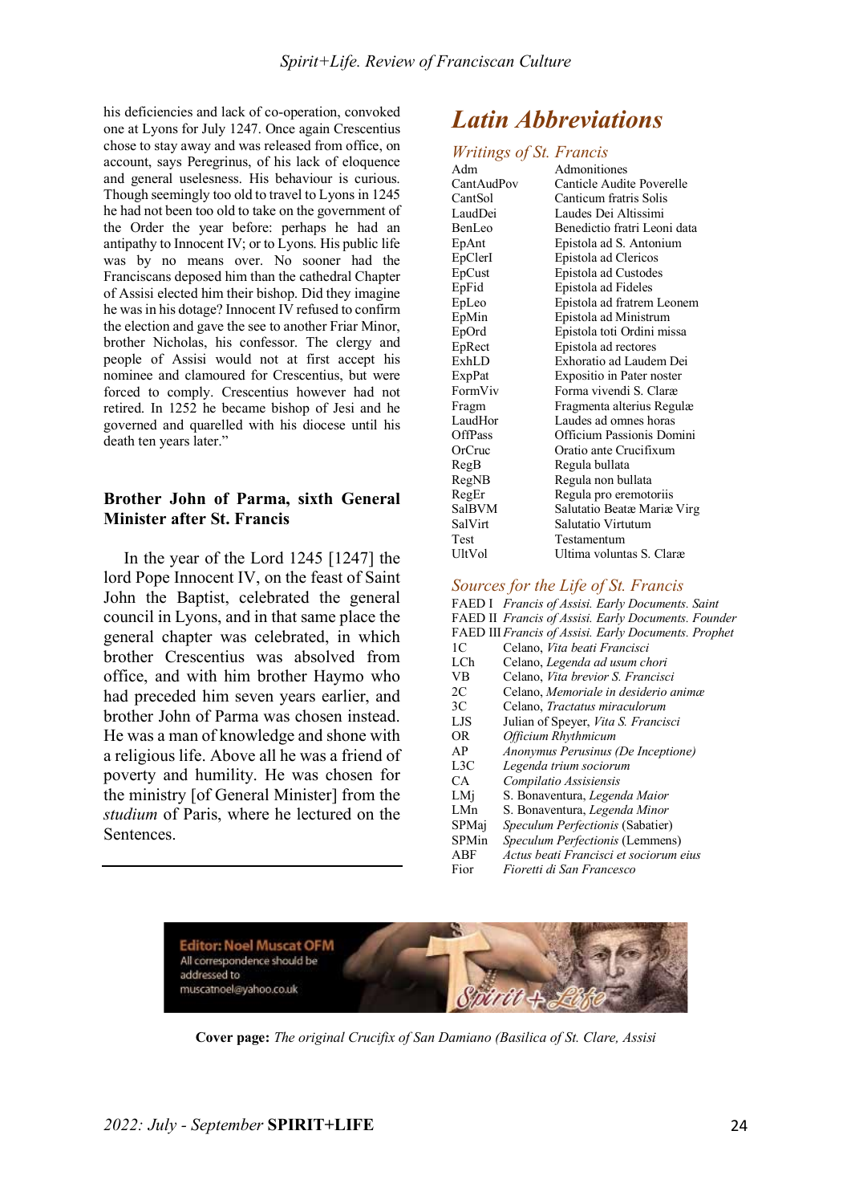his deficiencies and lack of co-operation, convoked one at Lyons for July 1247. Once again Crescentius chose to stay away and was released from office, on account, says Peregrinus, of his lack of eloquence and general uselessness. His behaviour is curious. Though seemingly too old to travel to Lyons in 1245 he had not been too old to take on the government of the Order the year before: perhaps he had an antipathy to Innocent IV; or to Lyons. His public life was by no means over. No sooner had the Franciscans deposed him than the cathedral Chapter of Assisi elected him their bishop. Did they imagine he was in his dotage? Innocent IV refused to confirm the election and gave the see to another Friar Minor, brother Nicholas, his confessor. The clergy and people of Assisi would not at first accept his nominee and clamoured for Crescentius, but were forced to comply. Crescentius however had not retired. In 1252 he became bishop of Jesi and he governed and quarelled with his diocese until his death ten years later."

**Brother John of Parma, sixth General Minister after St. Francis**

In the year of the Lord 1245 [1247] the lord Pope Innocent IV, on the feast of Saint John the Baptist, celebrated the general council in Lyons, and in that same place the general chapter was celebrated, in which brother Crescentius was absolved from office, and with him brother Haymo who had preceded him seven years earlier, and brother John of Parma was chosen instead. He was a man of knowledge and shone with a religious life. Above all he was a friend of poverty and humility. He was chosen for the ministry [of General Minister] from the *studium* of Paris, where he lectured on the Sentences.

# *Latin Abbreviations*

## *Writings of St. Francis*

| | |
|---|---|
| Adm | Admonitiones |
| CantAudPov | Canticle Audite Poverelle |
| CantSol | Canticum fratris Solis |
| LaudDei | Laudes Dei Altissimi |
| BenLeo | Benedictio fratri Leoni data |
| EpAnt | Epistola ad S. Antonium |
| EpClerI | Epistola ad Clericos |
| EpCust | Epistola ad Custodes |
| EpFid | Epistola ad Fideles |
| EpLeo | Epistola ad fratrem Leonem |
| EpMin | Epistola ad Ministrum |
| EpOrd | Epistola toti Ordini missa |
| EpRect | Epistola ad rectores |
| ExhLD | Exhoratio ad Laudem Dei |
| ExpPat | Expositio in Pater noster |
| FormViv | Forma vivendi S. Claræ |
| Fragm | Fragmenta alterius Regulæ |
| LaudHor | Laudes ad omnes horas |
| OffPass | Officium Passionis Domini |
| OrCruc | Oratio ante Crucifixum |
| RegB | Regula bullata |
| RegNB | Regula non bullata |
| RegEr | Regula pro eremotoriis |
| SalBVM | Salutatio Beatæ Mariæ Virg |
| SalVirt | Salutatio Virtutum |
| Test | Testamentum |
| UltVol | Ultima voluntas S. Claræ |

## *Sources for the Life of St. Francis*

| | |
|---|---|
| FAED I | *Francis of Assisi. Early Documents. Saint* |
| FAED II | *Francis of Assisi. Early Documents. Founder* |
| FAED III | *Francis of Assisi. Early Documents. Prophet* |
| 1C | Celano, *Vita beati Francisci* |
| LCh | Celano, *Legenda ad usum chori* |
| VB | Celano, *Vita brevior S. Francisci* |
| 2C | Celano, *Memoriale in desiderio animæ* |
| 3C | Celano, *Tractatus miraculorum* |
| LJS | Julian of Speyer, *Vita S. Francisci* |
| OR | *Officium Rhythmicum* |
| AP | *Anonymus Perusinus (De Inceptione)* |
| L3C | *Legenda trium sociorum* |
| CA | *Compilatio Assisiensis* |
| LMj | S. Bonaventura, *Legenda Maior* |
| LMn | S. Bonaventura, *Legenda Minor* |
| SPMaj | *Speculum Perfectionis* (Sabatier) |
| SPMin | *Speculum Perfectionis* (Lemmens) |
| ABF | *Actus beati Francisci et sociorum eius* |
| Fior | *Fioretti di San Francesco* |

Editor: Noel Muscat OFM
All correspondence should be addressed to
muscatnoel@yahoo.co.uk

**Cover page:** *The original Crucifix of San Damiano (Basilica of St. Clare, Assisi*